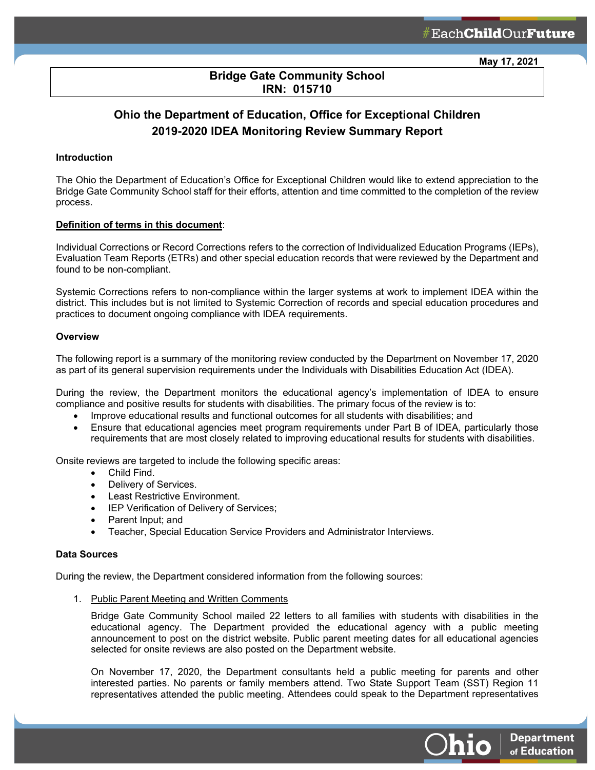May 17, 2021

**Bridge Gate Community School**
**IRN: 015710**

## Ohio the Department of Education, Office for Exceptional Children
## 2019-2020 IDEA Monitoring Review Summary Report

### Introduction

The Ohio the Department of Education's Office for Exceptional Children would like to extend appreciation to the Bridge Gate Community School staff for their efforts, attention and time committed to the completion of the review process.

**Definition of terms in this document**:

Individual Corrections or Record Corrections refers to the correction of Individualized Education Programs (IEPs), Evaluation Team Reports (ETRs) and other special education records that were reviewed by the Department and found to be non-compliant.

Systemic Corrections refers to non-compliance within the larger systems at work to implement IDEA within the district. This includes but is not limited to Systemic Correction of records and special education procedures and practices to document ongoing compliance with IDEA requirements.

### Overview

The following report is a summary of the monitoring review conducted by the Department on November 17, 2020 as part of its general supervision requirements under the Individuals with Disabilities Education Act (IDEA).

During the review, the Department monitors the educational agency's implementation of IDEA to ensure compliance and positive results for students with disabilities. The primary focus of the review is to:

- Improve educational results and functional outcomes for all students with disabilities; and
- Ensure that educational agencies meet program requirements under Part B of IDEA, particularly those requirements that are most closely related to improving educational results for students with disabilities.

Onsite reviews are targeted to include the following specific areas:

- Child Find.
- Delivery of Services.
- Least Restrictive Environment.
- IEP Verification of Delivery of Services;
- Parent Input; and
- Teacher, Special Education Service Providers and Administrator Interviews.

### Data Sources

During the review, the Department considered information from the following sources:

1. Public Parent Meeting and Written Comments

   Bridge Gate Community School mailed 22 letters to all families with students with disabilities in the educational agency. The Department provided the educational agency with a public meeting announcement to post on the district website. Public parent meeting dates for all educational agencies selected for onsite reviews are also posted on the Department website.

   On November 17, 2020, the Department consultants held a public meeting for parents and other interested parties. No parents or family members attend. Two State Support Team (SST) Region 11 representatives attended the public meeting. Attendees could speak to the Department representatives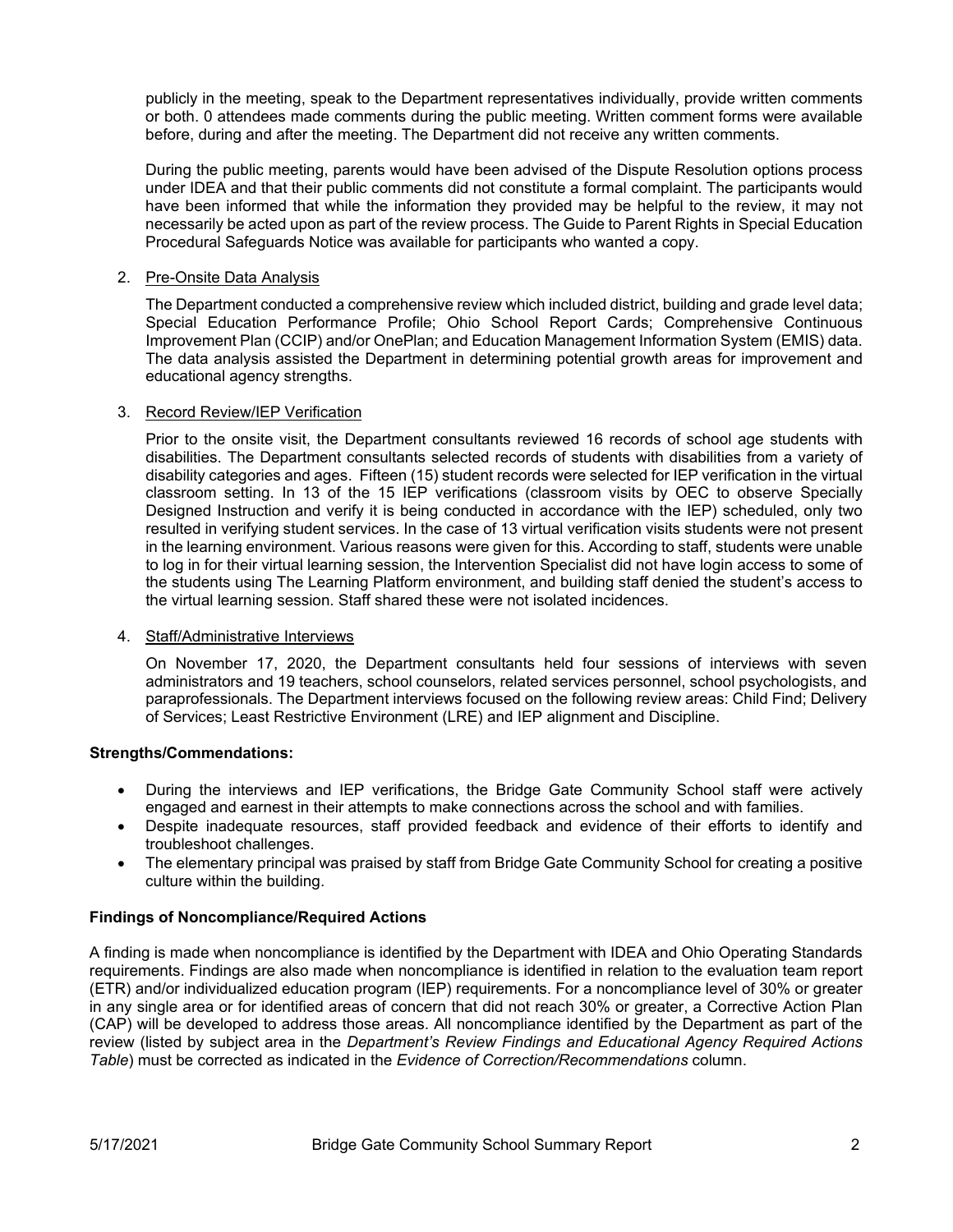publicly in the meeting, speak to the Department representatives individually, provide written comments or both. 0 attendees made comments during the public meeting. Written comment forms were available before, during and after the meeting. The Department did not receive any written comments.

During the public meeting, parents would have been advised of the Dispute Resolution options process under IDEA and that their public comments did not constitute a formal complaint. The participants would have been informed that while the information they provided may be helpful to the review, it may not necessarily be acted upon as part of the review process. The Guide to Parent Rights in Special Education Procedural Safeguards Notice was available for participants who wanted a copy.

2. Pre-Onsite Data Analysis

   The Department conducted a comprehensive review which included district, building and grade level data; Special Education Performance Profile; Ohio School Report Cards; Comprehensive Continuous Improvement Plan (CCIP) and/or OnePlan; and Education Management Information System (EMIS) data. The data analysis assisted the Department in determining potential growth areas for improvement and educational agency strengths.

3. Record Review/IEP Verification

   Prior to the onsite visit, the Department consultants reviewed 16 records of school age students with disabilities. The Department consultants selected records of students with disabilities from a variety of disability categories and ages. Fifteen (15) student records were selected for IEP verification in the virtual classroom setting. In 13 of the 15 IEP verifications (classroom visits by OEC to observe Specially Designed Instruction and verify it is being conducted in accordance with the IEP) scheduled, only two resulted in verifying student services. In the case of 13 virtual verification visits students were not present in the learning environment. Various reasons were given for this. According to staff, students were unable to log in for their virtual learning session, the Intervention Specialist did not have login access to some of the students using The Learning Platform environment, and building staff denied the student's access to the virtual learning session. Staff shared these were not isolated incidences.

4. Staff/Administrative Interviews

   On November 17, 2020, the Department consultants held four sessions of interviews with seven administrators and 19 teachers, school counselors, related services personnel, school psychologists, and paraprofessionals. The Department interviews focused on the following review areas: Child Find; Delivery of Services; Least Restrictive Environment (LRE) and IEP alignment and Discipline.

**Strengths/Commendations:**

- During the interviews and IEP verifications, the Bridge Gate Community School staff were actively engaged and earnest in their attempts to make connections across the school and with families.
- Despite inadequate resources, staff provided feedback and evidence of their efforts to identify and troubleshoot challenges.
- The elementary principal was praised by staff from Bridge Gate Community School for creating a positive culture within the building.

**Findings of Noncompliance/Required Actions**

A finding is made when noncompliance is identified by the Department with IDEA and Ohio Operating Standards requirements. Findings are also made when noncompliance is identified in relation to the evaluation team report (ETR) and/or individualized education program (IEP) requirements. For a noncompliance level of 30% or greater in any single area or for identified areas of concern that did not reach 30% or greater, a Corrective Action Plan (CAP) will be developed to address those areas. All noncompliance identified by the Department as part of the review (listed by subject area in the *Department's Review Findings and Educational Agency Required Actions Table*) must be corrected as indicated in the *Evidence of Correction/Recommendations* column.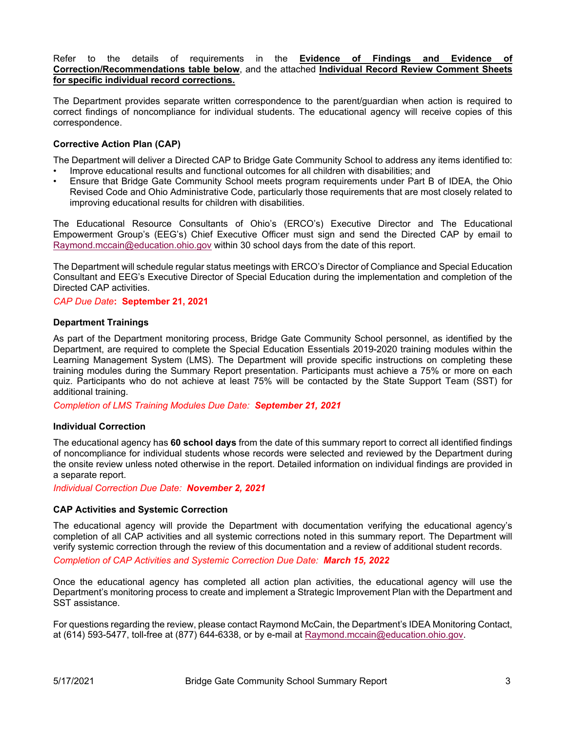Refer to the details of requirements in the **Evidence of Findings and Evidence of Correction/Recommendations table below**, and the attached **Individual Record Review Comment Sheets for specific individual record corrections.**

The Department provides separate written correspondence to the parent/guardian when action is required to correct findings of noncompliance for individual students. The educational agency will receive copies of this correspondence.

**Corrective Action Plan (CAP)**

The Department will deliver a Directed CAP to Bridge Gate Community School to address any items identified to:

- Improve educational results and functional outcomes for all children with disabilities; and
- Ensure that Bridge Gate Community School meets program requirements under Part B of IDEA, the Ohio Revised Code and Ohio Administrative Code, particularly those requirements that are most closely related to improving educational results for children with disabilities.

The Educational Resource Consultants of Ohio's (ERCO's) Executive Director and The Educational Empowerment Group's (EEG's) Chief Executive Officer must sign and send the Directed CAP by email to Raymond.mccain@education.ohio.gov within 30 school days from the date of this report.

The Department will schedule regular status meetings with ERCO's Director of Compliance and Special Education Consultant and EEG's Executive Director of Special Education during the implementation and completion of the Directed CAP activities.

*CAP Due Date*: **September 21, 2021**

**Department Trainings**

As part of the Department monitoring process, Bridge Gate Community School personnel, as identified by the Department, are required to complete the Special Education Essentials 2019-2020 training modules within the Learning Management System (LMS). The Department will provide specific instructions on completing these training modules during the Summary Report presentation. Participants must achieve a 75% or more on each quiz. Participants who do not achieve at least 75% will be contacted by the State Support Team (SST) for additional training.

*Completion of LMS Training Modules Due Date: **September 21, 2021***

**Individual Correction**

The educational agency has **60 school days** from the date of this summary report to correct all identified findings of noncompliance for individual students whose records were selected and reviewed by the Department during the onsite review unless noted otherwise in the report. Detailed information on individual findings are provided in a separate report.

*Individual Correction Due Date: **November 2, 2021***

**CAP Activities and Systemic Correction**

The educational agency will provide the Department with documentation verifying the educational agency's completion of all CAP activities and all systemic corrections noted in this summary report. The Department will verify systemic correction through the review of this documentation and a review of additional student records.

*Completion of CAP Activities and Systemic Correction Due Date: **March 15, 2022***

Once the educational agency has completed all action plan activities, the educational agency will use the Department's monitoring process to create and implement a Strategic Improvement Plan with the Department and SST assistance.

For questions regarding the review, please contact Raymond McCain, the Department's IDEA Monitoring Contact, at (614) 593-5477, toll-free at (877) 644-6338, or by e-mail at Raymond.mccain@education.ohio.gov.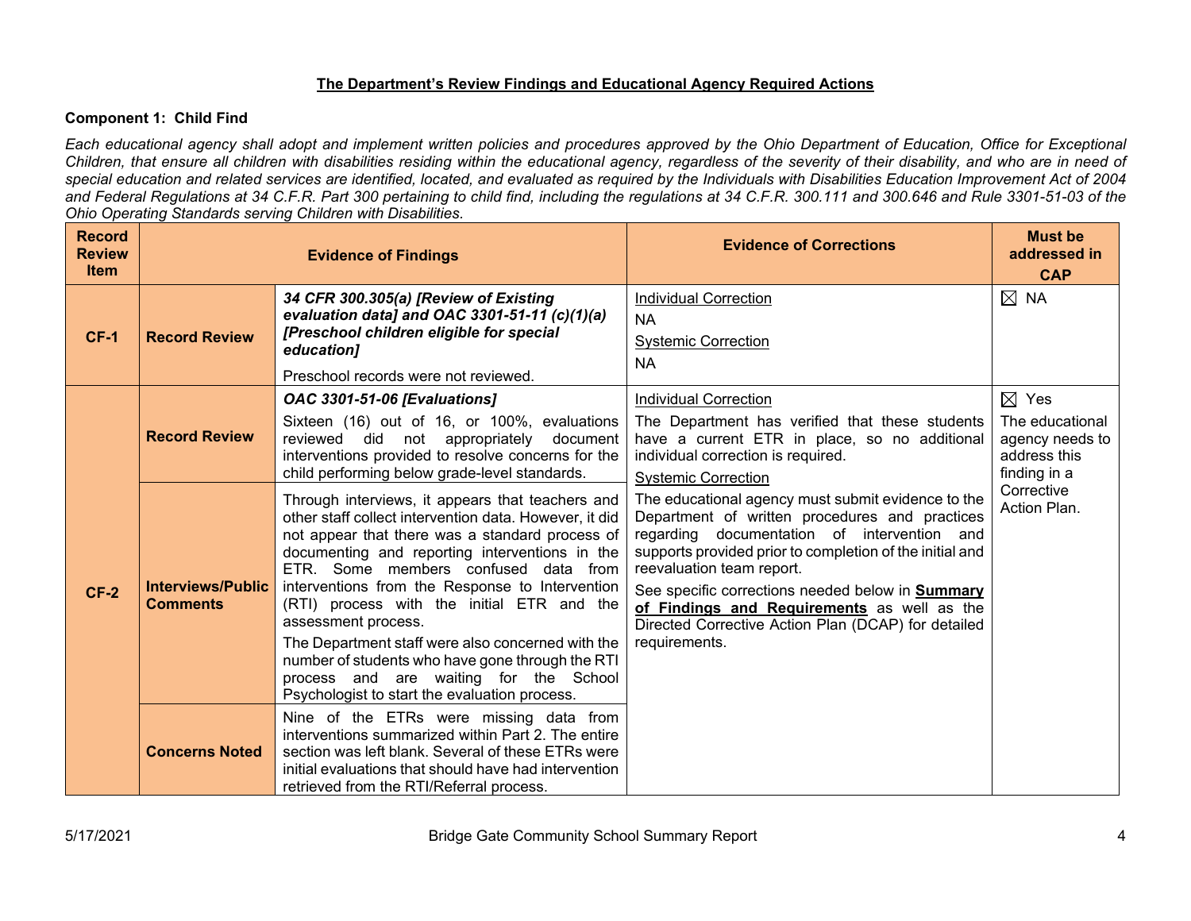## The Department's Review Findings and Educational Agency Required Actions

**Component 1: Child Find**

*Each educational agency shall adopt and implement written policies and procedures approved by the Ohio Department of Education, Office for Exceptional Children, that ensure all children with disabilities residing within the educational agency, regardless of the severity of their disability, and who are in need of special education and related services are identified, located, and evaluated as required by the Individuals with Disabilities Education Improvement Act of 2004 and Federal Regulations at 34 C.F.R. Part 300 pertaining to child find, including the regulations at 34 C.F.R. 300.111 and 300.646 and Rule 3301-51-03 of the Ohio Operating Standards serving Children with Disabilities.*

| Record Review Item | Evidence of Findings | | Evidence of Corrections | Must be addressed in CAP |
|---|---|---|---|---|
| **CF-1** | **Record Review** | ***34 CFR 300.305(a) [Review of Existing evaluation data] and OAC 3301-51-11 (c)(1)(a) [Preschool children eligible for special education]***<br>Preschool records were not reviewed. | Individual Correction<br>NA<br>Systemic Correction<br>NA | ☒ NA |
| **CF-2** | **Record Review** | ***OAC 3301-51-06 [Evaluations]***<br>Sixteen (16) out of 16, or 100%, evaluations reviewed did not appropriately document interventions provided to resolve concerns for the child performing below grade-level standards. | Individual Correction<br>The Department has verified that these students have a current ETR in place, so no additional individual correction is required.<br>Systemic Correction<br>The educational agency must submit evidence to the Department of written procedures and practices regarding documentation of intervention and supports provided prior to completion of the initial and reevaluation team report.<br>See specific corrections needed below in **Summary of Findings and Requirements** as well as the Directed Corrective Action Plan (DCAP) for detailed requirements. | ☒ Yes<br>The educational agency needs to address this finding in a Corrective Action Plan. |
| | **Interviews/Public Comments** | Through interviews, it appears that teachers and other staff collect intervention data. However, it did not appear that there was a standard process of documenting and reporting interventions in the ETR. Some members confused data from interventions from the Response to Intervention (RTI) process with the initial ETR and the assessment process.<br>The Department staff were also concerned with the number of students who have gone through the RTI process and are waiting for the School Psychologist to start the evaluation process. | | |
| | **Concerns Noted** | Nine of the ETRs were missing data from interventions summarized within Part 2. The entire section was left blank. Several of these ETRs were initial evaluations that should have had intervention retrieved from the RTI/Referral process. | | |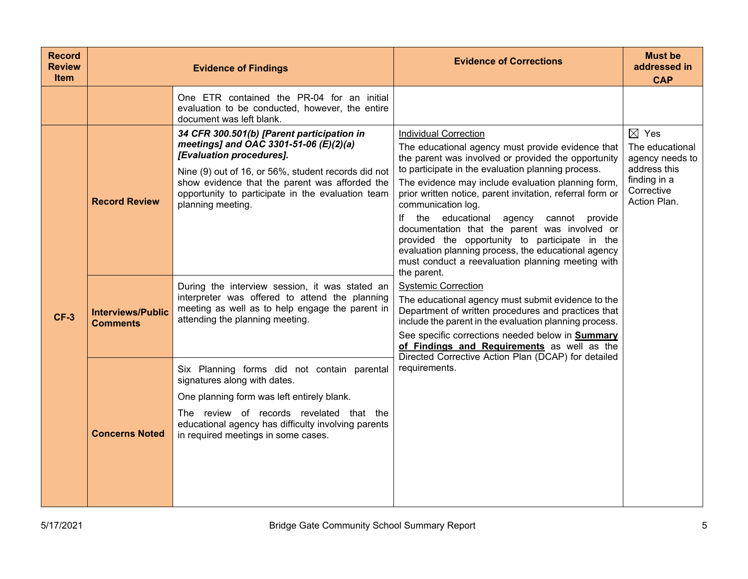| Record Review Item | Evidence of Findings | | Evidence of Corrections | Must be addressed in CAP |
|---|---|---|---|---|
| | | One ETR contained the PR-04 for an initial evaluation to be conducted, however, the entire document was left blank. | | |
| CF-3 | Record Review | ***34 CFR 300.501(b) [Parent participation in meetings] and OAC 3301-51-06 (E)(2)(a) [Evaluation procedures].*** Nine (9) out of 16, or 56%, student records did not show evidence that the parent was afforded the opportunity to participate in the evaluation team planning meeting. | Individual Correction<br>The educational agency must provide evidence that the parent was involved or provided the opportunity to participate in the evaluation planning process.<br>The evidence may include evaluation planning form, prior written notice, parent invitation, referral form or communication log.<br>If the educational agency cannot provide documentation that the parent was involved or provided the opportunity to participate in the evaluation planning process, the educational agency must conduct a reevaluation planning meeting with the parent.<br>Systemic Correction<br>The educational agency must submit evidence to the Department of written procedures and practices that include the parent in the evaluation planning process.<br>See specific corrections needed below in **Summary of Findings and Requirements** as well as the Directed Corrective Action Plan (DCAP) for detailed requirements. | ☒ Yes<br>The educational agency needs to address this finding in a Corrective Action Plan. |
| | Interviews/Public Comments | During the interview session, it was stated an interpreter was offered to attend the planning meeting as well as to help engage the parent in attending the planning meeting. | | |
| | Concerns Noted | Six Planning forms did not contain parental signatures along with dates.<br>One planning form was left entirely blank.<br>The review of records revealed that the educational agency has difficulty involving parents in required meetings in some cases. | | |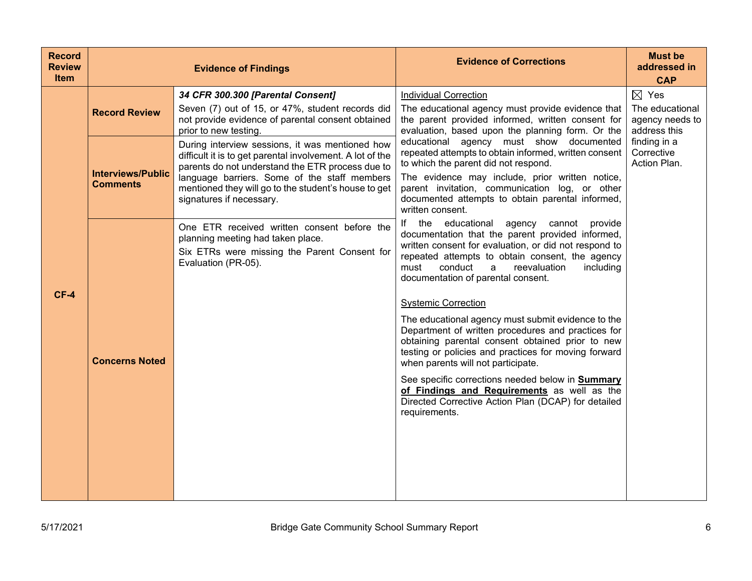| Record Review Item | Evidence of Findings | | Evidence of Corrections | Must be addressed in CAP |
|---|---|---|---|---|
| CF-4 | Record Review | ***34 CFR 300.300 [Parental Consent]*** Seven (7) out of 15, or 47%, student records did not provide evidence of parental consent obtained prior to new testing. | <u>Individual Correction</u><br>The educational agency must provide evidence that the parent provided informed, written consent for evaluation, based upon the planning form. Or the educational agency must show documented repeated attempts to obtain informed, written consent to which the parent did not respond.<br>The evidence may include, prior written notice, parent invitation, communication log, or other documented attempts to obtain parental informed, written consent.<br>If the educational agency cannot provide documentation that the parent provided informed, written consent for evaluation, or did not respond to repeated attempts to obtain consent, the agency must conduct a reevaluation including documentation of parental consent.<br><br><u>Systemic Correction</u><br>The educational agency must submit evidence to the Department of written procedures and practices for obtaining parental consent obtained prior to new testing or policies and practices for moving forward when parents will not participate.<br>See specific corrections needed below in **<u>Summary of Findings and Requirements</u>** as well as the Directed Corrective Action Plan (DCAP) for detailed requirements. | ☒ Yes<br>The educational agency needs to address this finding in a Corrective Action Plan. |
| | Interviews/Public Comments | During interview sessions, it was mentioned how difficult it is to get parental involvement. A lot of the parents do not understand the ETR process due to language barriers. Some of the staff members mentioned they will go to the student's house to get signatures if necessary. | | |
| | Concerns Noted | One ETR received written consent before the planning meeting had taken place.<br>Six ETRs were missing the Parent Consent for Evaluation (PR-05). | | |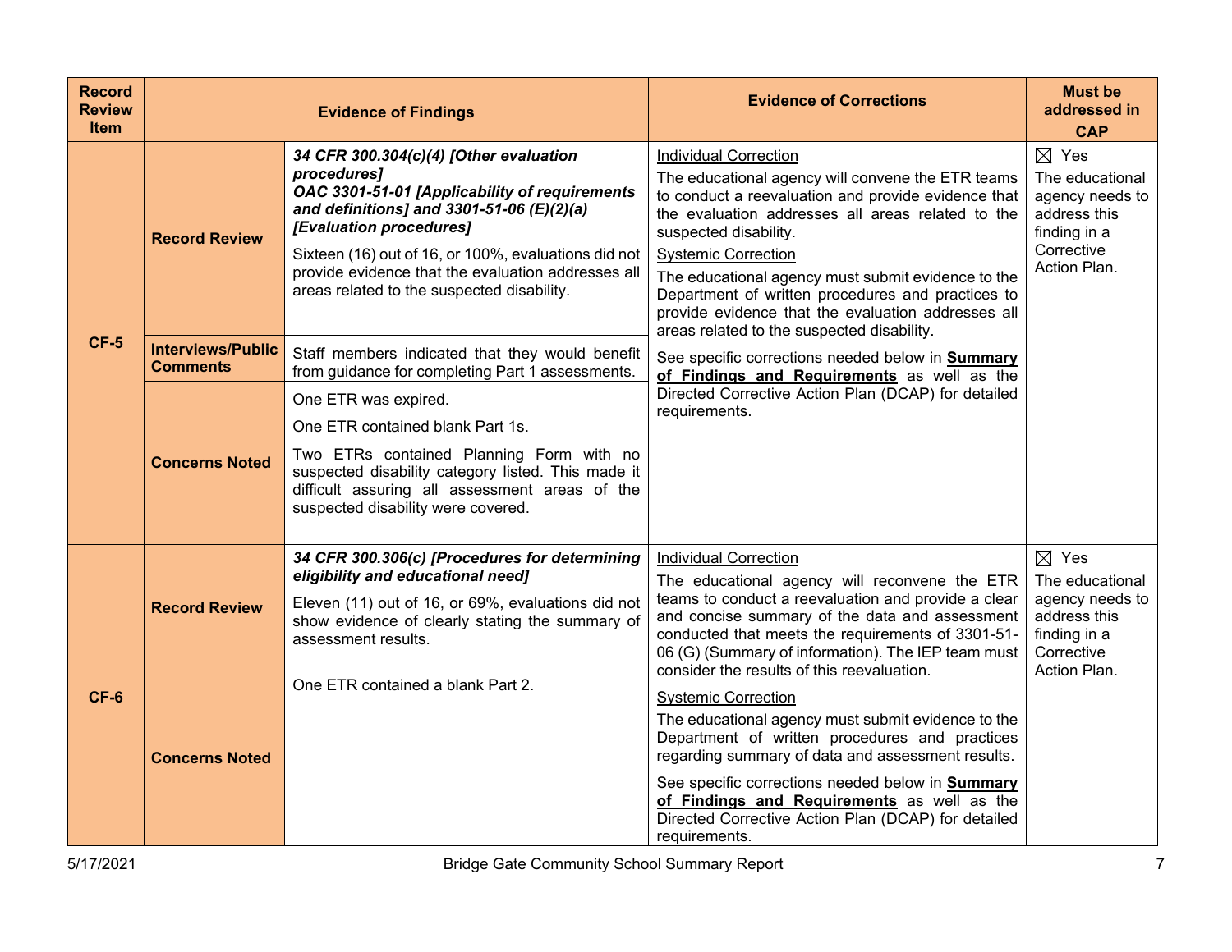| Record Review Item | Evidence of Findings | | Evidence of Corrections | Must be addressed in CAP |
|---|---|---|---|---|
| **CF-5** | **Record Review** | ***34 CFR 300.304(c)(4) [Other evaluation procedures]***<br>***OAC 3301-51-01 [Applicability of requirements and definitions] and 3301-51-06 (E)(2)(a) [Evaluation procedures]***<br>Sixteen (16) out of 16, or 100%, evaluations did not provide evidence that the evaluation addresses all areas related to the suspected disability. | Individual Correction<br>The educational agency will convene the ETR teams to conduct a reevaluation and provide evidence that the evaluation addresses all areas related to the suspected disability.<br>Systemic Correction<br>The educational agency must submit evidence to the Department of written procedures and practices to provide evidence that the evaluation addresses all areas related to the suspected disability.<br>See specific corrections needed below in **Summary of Findings and Requirements** as well as the Directed Corrective Action Plan (DCAP) for detailed requirements. | ☒ Yes<br>The educational agency needs to address this finding in a Corrective Action Plan. |
| | **Interviews/Public Comments** | Staff members indicated that they would benefit from guidance for completing Part 1 assessments. | | |
| | **Concerns Noted** | One ETR was expired.<br>One ETR contained blank Part 1s.<br>Two ETRs contained Planning Form with no suspected disability category listed. This made it difficult assuring all assessment areas of the suspected disability were covered. | | |
| **CF-6** | **Record Review** | ***34 CFR 300.306(c) [Procedures for determining eligibility and educational need]***<br>Eleven (11) out of 16, or 69%, evaluations did not show evidence of clearly stating the summary of assessment results. | Individual Correction<br>The educational agency will reconvene the ETR teams to conduct a reevaluation and provide a clear and concise summary of the data and assessment conducted that meets the requirements of 3301-51-06 (G) (Summary of information). The IEP team must consider the results of this reevaluation.<br>Systemic Correction<br>The educational agency must submit evidence to the Department of written procedures and practices regarding summary of data and assessment results.<br>See specific corrections needed below in **Summary of Findings and Requirements** as well as the Directed Corrective Action Plan (DCAP) for detailed requirements. | ☒ Yes<br>The educational agency needs to address this finding in a Corrective Action Plan. |
| | **Concerns Noted** | One ETR contained a blank Part 2. | | |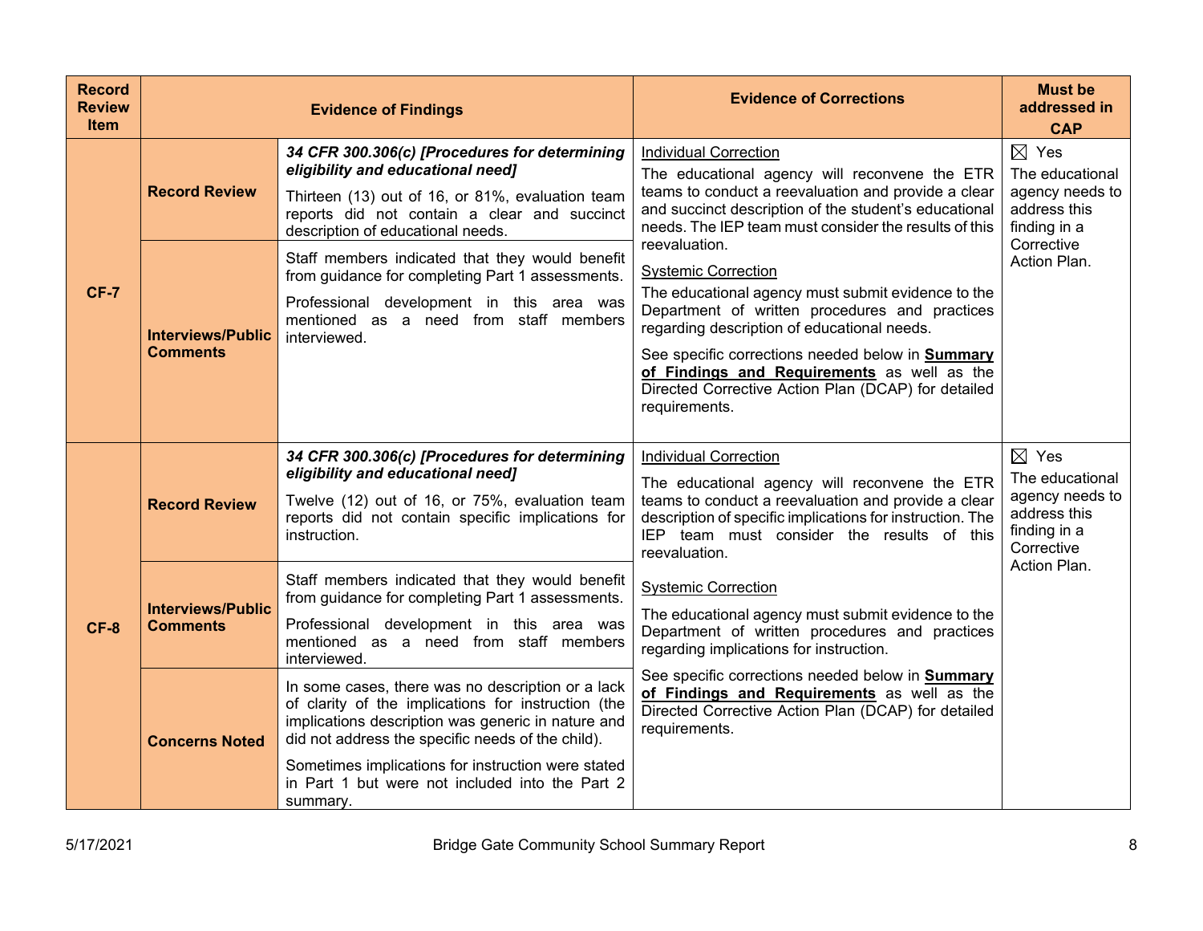| Record Review Item | Evidence of Findings | | Evidence of Corrections | Must be addressed in CAP |
|---|---|---|---|---|
| CF-7 | Record Review | ***34 CFR 300.306(c) [Procedures for determining eligibility and educational need]***<br><br>Thirteen (13) out of 16, or 81%, evaluation team reports did not contain a clear and succinct description of educational needs. | Individual Correction<br><br>The educational agency will reconvene the ETR teams to conduct a reevaluation and provide a clear and succinct description of the student's educational needs. The IEP team must consider the results of this reevaluation.<br><br>Systemic Correction<br><br>The educational agency must submit evidence to the Department of written procedures and practices regarding description of educational needs.<br><br>See specific corrections needed below in **Summary of Findings and Requirements** as well as the Directed Corrective Action Plan (DCAP) for detailed requirements. | ☒ Yes<br><br>The educational agency needs to address this finding in a Corrective Action Plan. |
| | Interviews/Public Comments | Staff members indicated that they would benefit from guidance for completing Part 1 assessments.<br><br>Professional development in this area was mentioned as a need from staff members interviewed. | | |
| CF-8 | Record Review | ***34 CFR 300.306(c) [Procedures for determining eligibility and educational need]***<br><br>Twelve (12) out of 16, or 75%, evaluation team reports did not contain specific implications for instruction. | Individual Correction<br><br>The educational agency will reconvene the ETR teams to conduct a reevaluation and provide a clear description of specific implications for instruction. The IEP team must consider the results of this reevaluation.<br><br>Systemic Correction<br><br>The educational agency must submit evidence to the Department of written procedures and practices regarding implications for instruction.<br><br>See specific corrections needed below in **Summary of Findings and Requirements** as well as the Directed Corrective Action Plan (DCAP) for detailed requirements. | ☒ Yes<br><br>The educational agency needs to address this finding in a Corrective Action Plan. |
| | Interviews/Public Comments | Staff members indicated that they would benefit from guidance for completing Part 1 assessments.<br><br>Professional development in this area was mentioned as a need from staff members interviewed. | | |
| | Concerns Noted | In some cases, there was no description or a lack of clarity of the implications for instruction (the implications description was generic in nature and did not address the specific needs of the child).<br><br>Sometimes implications for instruction were stated in Part 1 but were not included into the Part 2 summary. | | |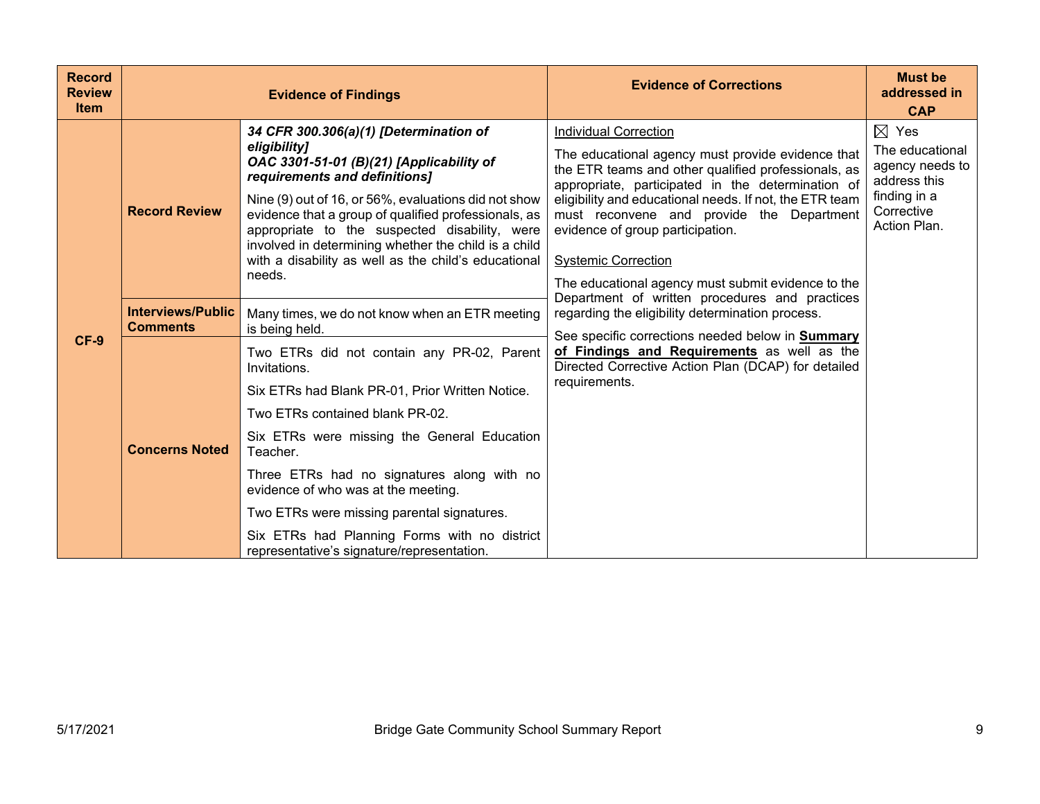| Record Review Item | Evidence of Findings | | Evidence of Corrections | Must be addressed in CAP |
|---|---|---|---|---|
| CF-9 | **Record Review** | ***34 CFR 300.306(a)(1) [Determination of eligibility]*** ***OAC 3301-51-01 (B)(21) [Applicability of requirements and definitions]*** Nine (9) out of 16, or 56%, evaluations did not show evidence that a group of qualified professionals, as appropriate to the suspected disability, were involved in determining whether the child is a child with a disability as well as the child's educational needs. | Individual Correction The educational agency must provide evidence that the ETR teams and other qualified professionals, as appropriate, participated in the determination of eligibility and educational needs. If not, the ETR team must reconvene and provide the Department evidence of group participation. Systemic Correction The educational agency must submit evidence to the Department of written procedures and practices regarding the eligibility determination process. See specific corrections needed below in **Summary of Findings and Requirements** as well as the Directed Corrective Action Plan (DCAP) for detailed requirements. | ☒ Yes The educational agency needs to address this finding in a Corrective Action Plan. |
| | **Interviews/Public Comments** | Many times, we do not know when an ETR meeting is being held. | | |
| | **Concerns Noted** | Two ETRs did not contain any PR-02, Parent Invitations. Six ETRs had Blank PR-01, Prior Written Notice. Two ETRs contained blank PR-02. Six ETRs were missing the General Education Teacher. Three ETRs had no signatures along with no evidence of who was at the meeting. Two ETRs were missing parental signatures. Six ETRs had Planning Forms with no district representative's signature/representation. | | |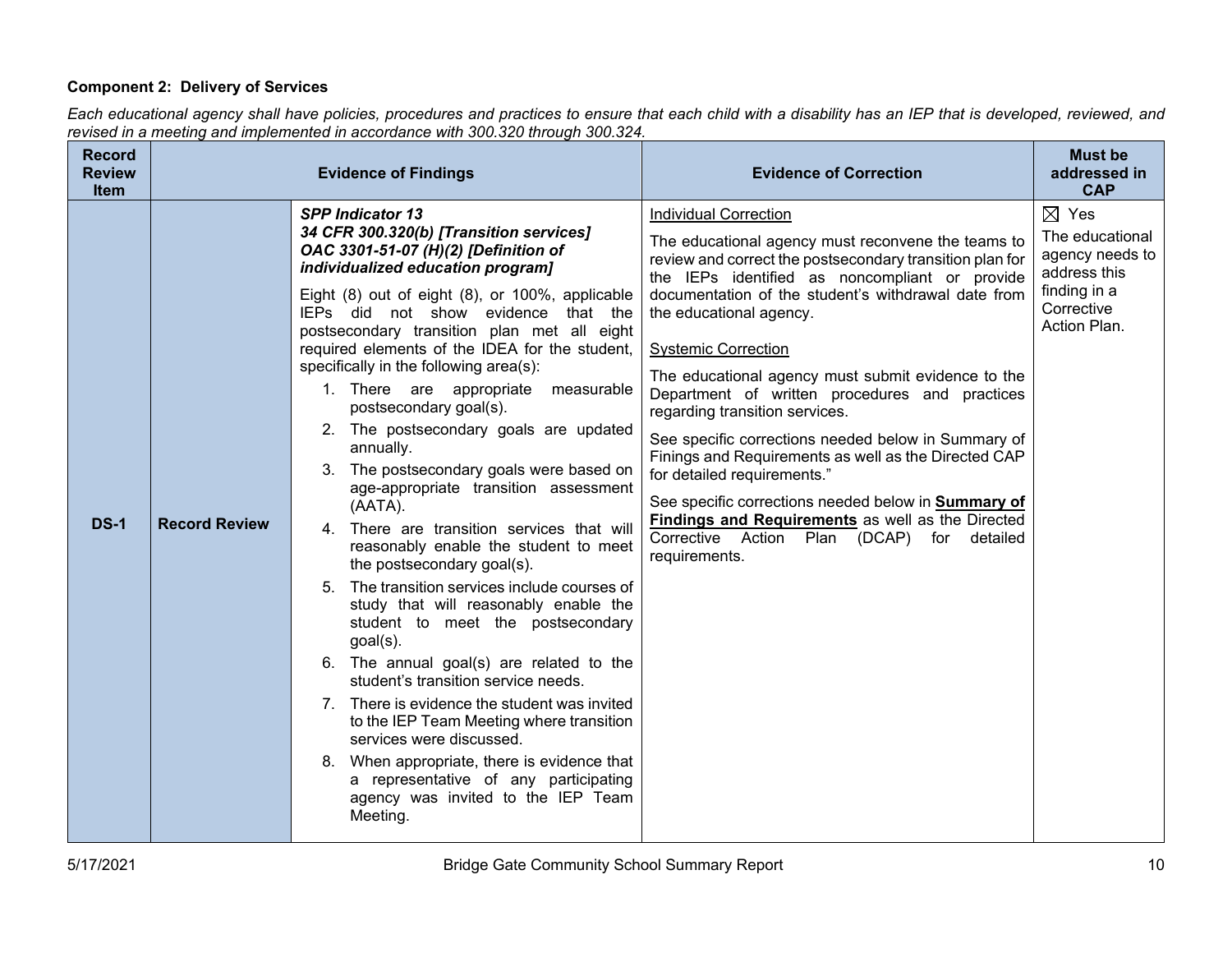**Component 2: Delivery of Services**

*Each educational agency shall have policies, procedures and practices to ensure that each child with a disability has an IEP that is developed, reviewed, and revised in a meeting and implemented in accordance with 300.320 through 300.324.*

| Record Review Item | Evidence of Findings | | Evidence of Correction | Must be addressed in CAP |
|---|---|---|---|---|
| **DS-1** | **Record Review** | ***SPP Indicator 13***<br>***34 CFR 300.320(b) [Transition services]***<br>***OAC 3301-51-07 (H)(2) [Definition of individualized education program]***<br><br>Eight (8) out of eight (8), or 100%, applicable IEPs did not show evidence that the postsecondary transition plan met all eight required elements of the IDEA for the student, specifically in the following area(s):<br>1. There are appropriate measurable postsecondary goal(s).<br>2. The postsecondary goals are updated annually.<br>3. The postsecondary goals were based on age-appropriate transition assessment (AATA).<br>4. There are transition services that will reasonably enable the student to meet the postsecondary goal(s).<br>5. The transition services include courses of study that will reasonably enable the student to meet the postsecondary goal(s).<br>6. The annual goal(s) are related to the student's transition service needs.<br>7. There is evidence the student was invited to the IEP Team Meeting where transition services were discussed.<br>8. When appropriate, there is evidence that a representative of any participating agency was invited to the IEP Team Meeting. | Individual Correction<br><br>The educational agency must reconvene the teams to review and correct the postsecondary transition plan for the IEPs identified as noncompliant or provide documentation of the student's withdrawal date from the educational agency.<br><br>Systemic Correction<br><br>The educational agency must submit evidence to the Department of written procedures and practices regarding transition services.<br><br>See specific corrections needed below in Summary of Finings and Requirements as well as the Directed CAP for detailed requirements."<br><br>See specific corrections needed below in **Summary of Findings and Requirements** as well as the Directed Corrective Action Plan (DCAP) for detailed requirements. | ☒ Yes<br><br>The educational agency needs to address this finding in a Corrective Action Plan. |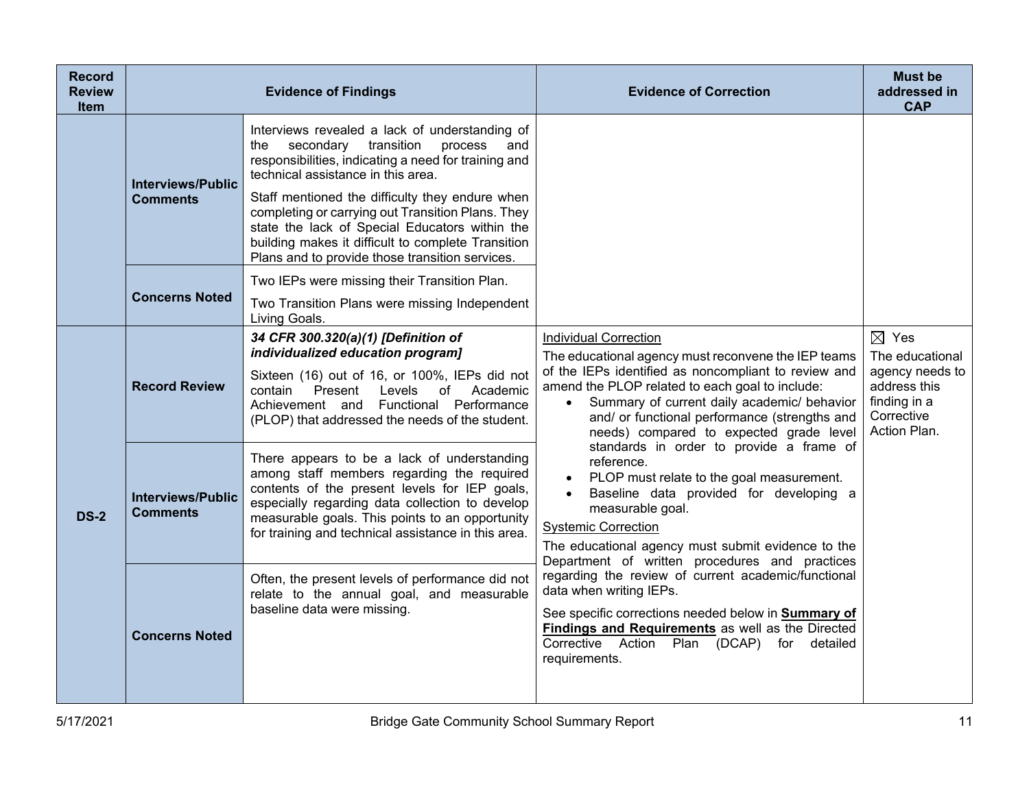| Record Review Item | Evidence of Findings | | Evidence of Correction | Must be addressed in CAP |
|---|---|---|---|---|
| | Interviews/Public Comments | Interviews revealed a lack of understanding of the secondary transition process and responsibilities, indicating a need for training and technical assistance in this area.<br><br>Staff mentioned the difficulty they endure when completing or carrying out Transition Plans. They state the lack of Special Educators within the building makes it difficult to complete Transition Plans and to provide those transition services. | | |
| | Concerns Noted | Two IEPs were missing their Transition Plan.<br><br>Two Transition Plans were missing Independent Living Goals. | | |
| DS-2 | Record Review | ***34 CFR 300.320(a)(1) [Definition of individualized education program]***<br><br>Sixteen (16) out of 16, or 100%, IEPs did not contain Present Levels of Academic Achievement and Functional Performance (PLOP) that addressed the needs of the student. | Individual Correction<br><br>The educational agency must reconvene the IEP teams of the IEPs identified as noncompliant to review and amend the PLOP related to each goal to include:<br>• Summary of current daily academic/ behavior and/ or functional performance (strengths and needs) compared to expected grade level standards in order to provide a frame of reference.<br>• PLOP must relate to the goal measurement.<br>• Baseline data provided for developing a measurable goal.<br><br>Systemic Correction<br><br>The educational agency must submit evidence to the Department of written procedures and practices regarding the review of current academic/functional data when writing IEPs.<br><br>See specific corrections needed below in **Summary of Findings and Requirements** as well as the Directed Corrective Action Plan (DCAP) for detailed requirements. | ☒ Yes<br>The educational agency needs to address this finding in a Corrective Action Plan. |
| | Interviews/Public Comments | There appears to be a lack of understanding among staff members regarding the required contents of the present levels for IEP goals, especially regarding data collection to develop measurable goals. This points to an opportunity for training and technical assistance in this area. | | |
| | Concerns Noted | Often, the present levels of performance did not relate to the annual goal, and measurable baseline data were missing. | | |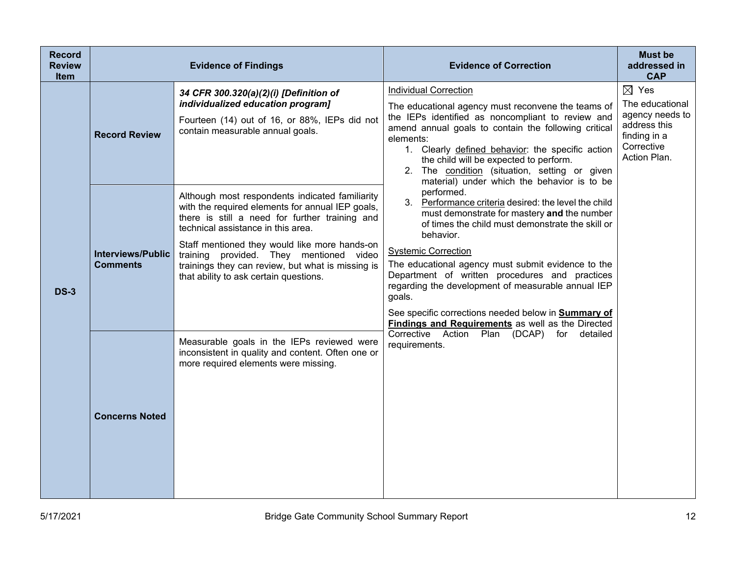| Record Review Item | Evidence of Findings | | Evidence of Correction | Must be addressed in CAP |
|---|---|---|---|---|
| DS-3 | **Record Review** | ***34 CFR 300.320(a)(2)(i) [Definition of individualized education program]***<br><br>Fourteen (14) out of 16, or 88%, IEPs did not contain measurable annual goals. | Individual Correction<br><br>The educational agency must reconvene the teams of the IEPs identified as noncompliant to review and amend annual goals to contain the following critical elements:<br>1. Clearly defined behavior: the specific action the child will be expected to perform.<br>2. The condition (situation, setting or given material) under which the behavior is to be performed.<br>3. Performance criteria desired: the level the child must demonstrate for mastery **and** the number of times the child must demonstrate the skill or behavior.<br><br>Systemic Correction<br><br>The educational agency must submit evidence to the Department of written procedures and practices regarding the development of measurable annual IEP goals.<br><br>See specific corrections needed below in **Summary of Findings and Requirements** as well as the Directed Corrective Action Plan (DCAP) for detailed requirements. | ☒ Yes<br><br>The educational agency needs to address this finding in a Corrective Action Plan. |
| | **Interviews/Public Comments** | Although most respondents indicated familiarity with the required elements for annual IEP goals, there is still a need for further training and technical assistance in this area.<br><br>Staff mentioned they would like more hands-on training provided. They mentioned video trainings they can review, but what is missing is that ability to ask certain questions. | | |
| | **Concerns Noted** | Measurable goals in the IEPs reviewed were inconsistent in quality and content. Often one or more required elements were missing. | | |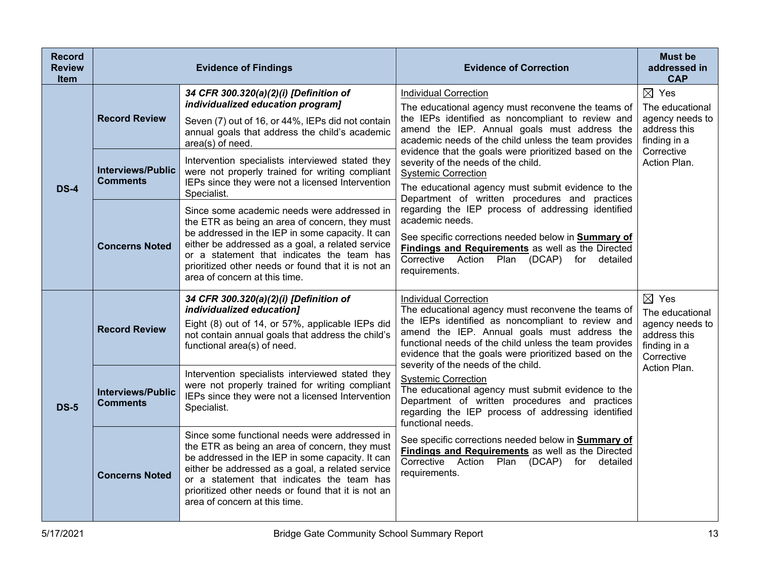| Record Review Item | Evidence of Findings | | Evidence of Correction | Must be addressed in CAP |
|---|---|---|---|---|
| **DS-4** | **Record Review** | ***34 CFR 300.320(a)(2)(i) [Definition of individualized education program]*** Seven (7) out of 16, or 44%, IEPs did not contain annual goals that address the child's academic area(s) of need. | Individual Correction<br>The educational agency must reconvene the teams of the IEPs identified as noncompliant to review and amend the IEP. Annual goals must address the academic needs of the child unless the team provides evidence that the goals were prioritized based on the severity of the needs of the child.<br>Systemic Correction<br>The educational agency must submit evidence to the Department of written procedures and practices regarding the IEP process of addressing identified academic needs.<br>See specific corrections needed below in **Summary of Findings and Requirements** as well as the Directed Corrective Action Plan (DCAP) for detailed requirements. | ☒ Yes<br>The educational agency needs to address this finding in a Corrective Action Plan. |
| | **Interviews/Public Comments** | Intervention specialists interviewed stated they were not properly trained for writing compliant IEPs since they were not a licensed Intervention Specialist. | | |
| | **Concerns Noted** | Since some academic needs were addressed in the ETR as being an area of concern, they must be addressed in the IEP in some capacity. It can either be addressed as a goal, a related service or a statement that indicates the team has prioritized other needs or found that it is not an area of concern at this time. | | |
| **DS-5** | **Record Review** | ***34 CFR 300.320(a)(2)(i) [Definition of individualized education]*** Eight (8) out of 14, or 57%, applicable IEPs did not contain annual goals that address the child's functional area(s) of need. | Individual Correction<br>The educational agency must reconvene the teams of the IEPs identified as noncompliant to review and amend the IEP. Annual goals must address the functional needs of the child unless the team provides evidence that the goals were prioritized based on the severity of the needs of the child.<br>Systemic Correction<br>The educational agency must submit evidence to the Department of written procedures and practices regarding the IEP process of addressing identified functional needs.<br>See specific corrections needed below in **Summary of Findings and Requirements** as well as the Directed Corrective Action Plan (DCAP) for detailed requirements. | ☒ Yes<br>The educational agency needs to address this finding in a Corrective Action Plan. |
| | **Interviews/Public Comments** | Intervention specialists interviewed stated they were not properly trained for writing compliant IEPs since they were not a licensed Intervention Specialist. | | |
| | **Concerns Noted** | Since some functional needs were addressed in the ETR as being an area of concern, they must be addressed in the IEP in some capacity. It can either be addressed as a goal, a related service or a statement that indicates the team has prioritized other needs or found that it is not an area of concern at this time. | | |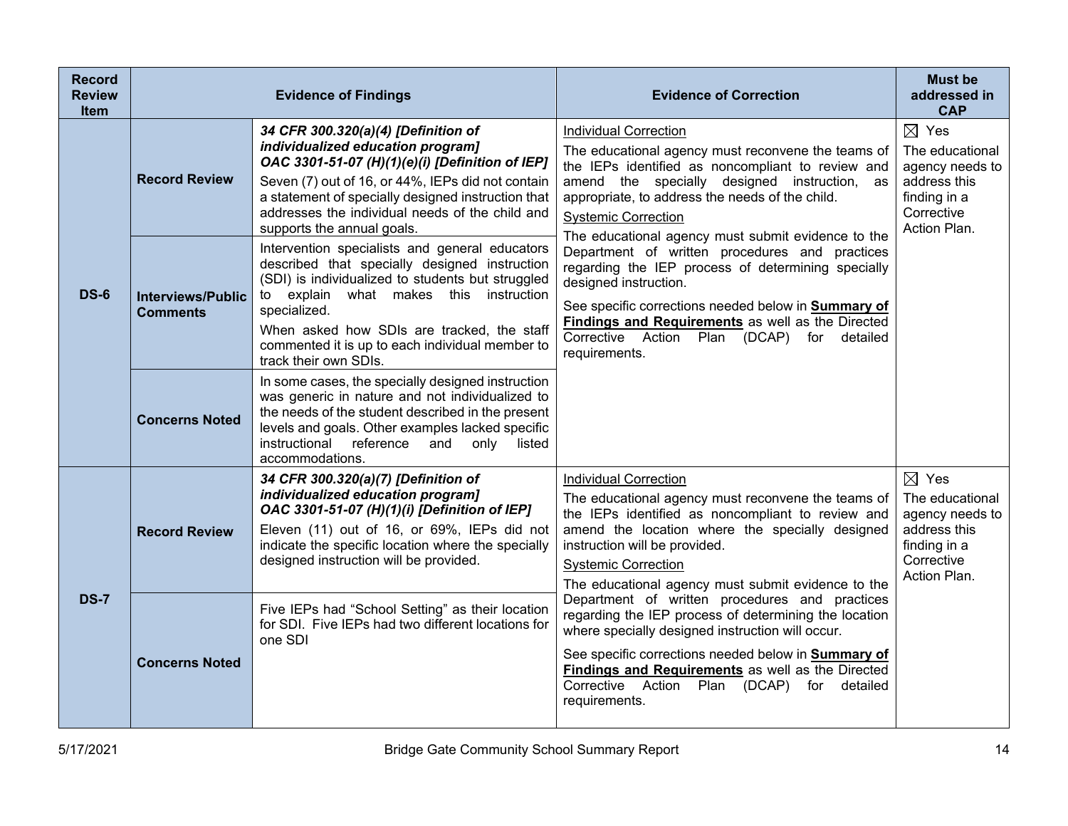| Record Review Item | Evidence of Findings | | Evidence of Correction | Must be addressed in CAP |
|---|---|---|---|---|
| **DS-6** | **Record Review** | ***34 CFR 300.320(a)(4) [Definition of individualized education program]*** ***OAC 3301-51-07 (H)(1)(e)(i) [Definition of IEP]*** Seven (7) out of 16, or 44%, IEPs did not contain a statement of specially designed instruction that addresses the individual needs of the child and supports the annual goals. | Individual Correction<br>The educational agency must reconvene the teams of the IEPs identified as noncompliant to review and amend the specially designed instruction, as appropriate, to address the needs of the child.<br>Systemic Correction<br>The educational agency must submit evidence to the Department of written procedures and practices regarding the IEP process of determining specially designed instruction.<br>See specific corrections needed below in **Summary of Findings and Requirements** as well as the Directed Corrective Action Plan (DCAP) for detailed requirements. | ☒ Yes<br>The educational agency needs to address this finding in a Corrective Action Plan. |
| | **Interviews/Public Comments** | Intervention specialists and general educators described that specially designed instruction (SDI) is individualized to students but struggled to explain what makes this instruction specialized.<br>When asked how SDIs are tracked, the staff commented it is up to each individual member to track their own SDIs. | | |
| | **Concerns Noted** | In some cases, the specially designed instruction was generic in nature and not individualized to the needs of the student described in the present levels and goals. Other examples lacked specific instructional reference and only listed accommodations. | | |
| **DS-7** | **Record Review** | ***34 CFR 300.320(a)(7) [Definition of individualized education program]*** ***OAC 3301-51-07 (H)(1)(i) [Definition of IEP]*** Eleven (11) out of 16, or 69%, IEPs did not indicate the specific location where the specially designed instruction will be provided. | Individual Correction<br>The educational agency must reconvene the teams of the IEPs identified as noncompliant to review and amend the location where the specially designed instruction will be provided.<br>Systemic Correction<br>The educational agency must submit evidence to the Department of written procedures and practices regarding the IEP process of determining the location where specially designed instruction will occur.<br>See specific corrections needed below in **Summary of Findings and Requirements** as well as the Directed Corrective Action Plan (DCAP) for detailed requirements. | ☒ Yes<br>The educational agency needs to address this finding in a Corrective Action Plan. |
| | **Concerns Noted** | Five IEPs had "School Setting" as their location for SDI. Five IEPs had two different locations for one SDI | | |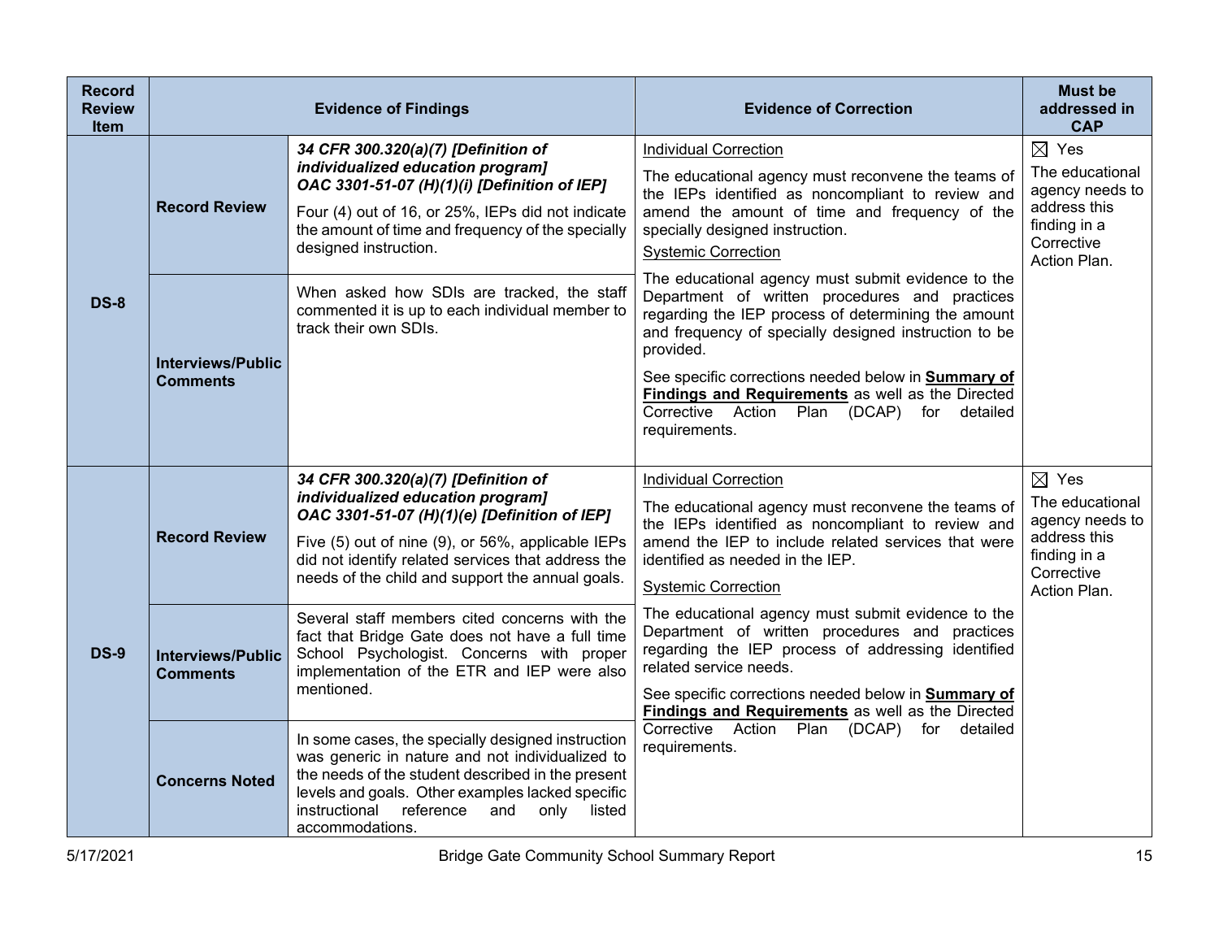| Record Review Item | Evidence of Findings | | Evidence of Correction | Must be addressed in CAP |
|---|---|---|---|---|
| **DS-8** | **Record Review** | ***34 CFR 300.320(a)(7) [Definition of individualized education program]*** ***OAC 3301-51-07 (H)(1)(i) [Definition of IEP]*** Four (4) out of 16, or 25%, IEPs did not indicate the amount of time and frequency of the specially designed instruction. | Individual Correction<br>The educational agency must reconvene the teams of the IEPs identified as noncompliant to review and amend the amount of time and frequency of the specially designed instruction.<br>Systemic Correction<br>The educational agency must submit evidence to the Department of written procedures and practices regarding the IEP process of determining the amount and frequency of specially designed instruction to be provided.<br>See specific corrections needed below in **Summary of Findings and Requirements** as well as the Directed Corrective Action Plan (DCAP) for detailed requirements. | ☒ Yes<br>The educational agency needs to address this finding in a Corrective Action Plan. |
| | **Interviews/Public Comments** | When asked how SDIs are tracked, the staff commented it is up to each individual member to track their own SDIs. | | |
| **DS-9** | **Record Review** | ***34 CFR 300.320(a)(7) [Definition of individualized education program]*** ***OAC 3301-51-07 (H)(1)(e) [Definition of IEP]*** Five (5) out of nine (9), or 56%, applicable IEPs did not identify related services that address the needs of the child and support the annual goals. | Individual Correction<br>The educational agency must reconvene the teams of the IEPs identified as noncompliant to review and amend the IEP to include related services that were identified as needed in the IEP.<br>Systemic Correction<br>The educational agency must submit evidence to the Department of written procedures and practices regarding the IEP process of addressing identified related service needs.<br>See specific corrections needed below in **Summary of Findings and Requirements** as well as the Directed Corrective Action Plan (DCAP) for detailed requirements. | ☒ Yes<br>The educational agency needs to address this finding in a Corrective Action Plan. |
| | **Interviews/Public Comments** | Several staff members cited concerns with the fact that Bridge Gate does not have a full time School Psychologist. Concerns with proper implementation of the ETR and IEP were also mentioned. | | |
| | **Concerns Noted** | In some cases, the specially designed instruction was generic in nature and not individualized to the needs of the student described in the present levels and goals. Other examples lacked specific instructional reference and only listed accommodations. | | |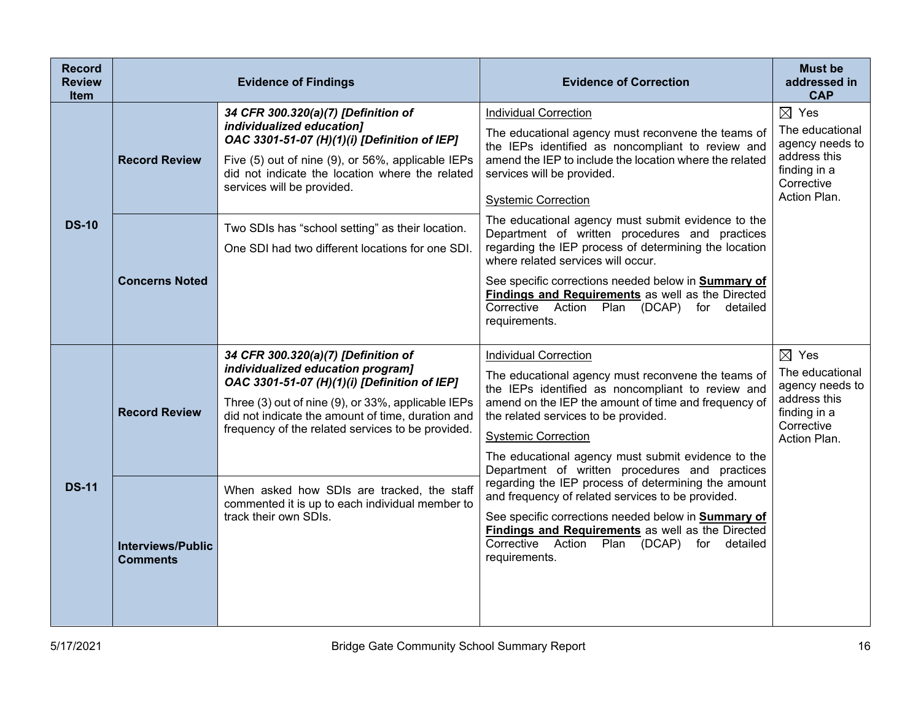| Record Review Item | Evidence of Findings | | Evidence of Correction | Must be addressed in CAP |
|---|---|---|---|---|
| **DS-10** | **Record Review** | ***34 CFR 300.320(a)(7) [Definition of individualized education]*** <br> ***OAC 3301-51-07 (H)(1)(i) [Definition of IEP]*** <br><br> Five (5) out of nine (9), or 56%, applicable IEPs did not indicate the location where the related services will be provided. | <u>Individual Correction</u> <br><br> The educational agency must reconvene the teams of the IEPs identified as noncompliant to review and amend the IEP to include the location where the related services will be provided. <br><br> <u>Systemic Correction</u> <br><br> The educational agency must submit evidence to the Department of written procedures and practices regarding the IEP process of determining the location where related services will occur. <br><br> See specific corrections needed below in **<u>Summary of Findings and Requirements</u>** as well as the Directed Corrective Action Plan (DCAP) for detailed requirements. | ☒ Yes <br> The educational agency needs to address this finding in a Corrective Action Plan. |
| | **Concerns Noted** | Two SDIs has "school setting" as their location. <br><br> One SDI had two different locations for one SDI. | | |
| **DS-11** | **Record Review** | ***34 CFR 300.320(a)(7) [Definition of individualized education program]*** <br> ***OAC 3301-51-07 (H)(1)(i) [Definition of IEP]*** <br><br> Three (3) out of nine (9), or 33%, applicable IEPs did not indicate the amount of time, duration and frequency of the related services to be provided. | <u>Individual Correction</u> <br><br> The educational agency must reconvene the teams of the IEPs identified as noncompliant to review and amend on the IEP the amount of time and frequency of the related services to be provided. <br><br> <u>Systemic Correction</u> <br><br> The educational agency must submit evidence to the Department of written procedures and practices regarding the IEP process of determining the amount and frequency of related services to be provided. <br><br> See specific corrections needed below in **<u>Summary of Findings and Requirements</u>** as well as the Directed Corrective Action Plan (DCAP) for detailed requirements. | ☒ Yes <br> The educational agency needs to address this finding in a Corrective Action Plan. |
| | **Interviews/Public Comments** | When asked how SDIs are tracked, the staff commented it is up to each individual member to track their own SDIs. | | |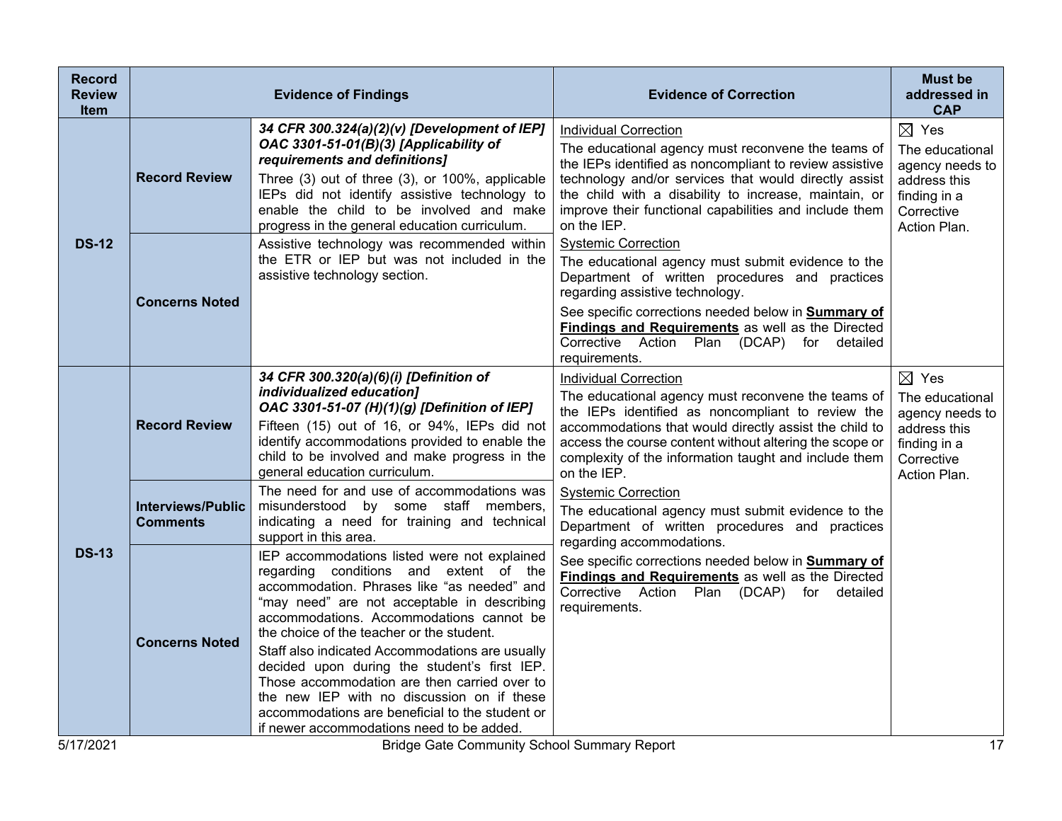| Record Review Item | Evidence of Findings | | Evidence of Correction | Must be addressed in CAP |
|---|---|---|---|---|
| DS-12 | Record Review | ***34 CFR 300.324(a)(2)(v) [Development of IEP] OAC 3301-51-01(B)(3) [Applicability of requirements and definitions]*** Three (3) out of three (3), or 100%, applicable IEPs did not identify assistive technology to enable the child to be involved and make progress in the general education curriculum. | Individual Correction<br>The educational agency must reconvene the teams of the IEPs identified as noncompliant to review assistive technology and/or services that would directly assist the child with a disability to increase, maintain, or improve their functional capabilities and include them on the IEP.<br>Systemic Correction<br>The educational agency must submit evidence to the Department of written procedures and practices regarding assistive technology.<br>See specific corrections needed below in **Summary of Findings and Requirements** as well as the Directed Corrective Action Plan (DCAP) for detailed requirements. | ☒ Yes<br>The educational agency needs to address this finding in a Corrective Action Plan. |
| | Concerns Noted | Assistive technology was recommended within the ETR or IEP but was not included in the assistive technology section. | | |
| DS-13 | Record Review | ***34 CFR 300.320(a)(6)(i) [Definition of individualized education] OAC 3301-51-07 (H)(1)(g) [Definition of IEP]*** Fifteen (15) out of 16, or 94%, IEPs did not identify accommodations provided to enable the child to be involved and make progress in the general education curriculum. | Individual Correction<br>The educational agency must reconvene the teams of the IEPs identified as noncompliant to review the accommodations that would directly assist the child to access the course content without altering the scope or complexity of the information taught and include them on the IEP.<br>Systemic Correction<br>The educational agency must submit evidence to the Department of written procedures and practices regarding accommodations.<br>See specific corrections needed below in **Summary of Findings and Requirements** as well as the Directed Corrective Action Plan (DCAP) for detailed requirements. | ☒ Yes<br>The educational agency needs to address this finding in a Corrective Action Plan. |
| | Interviews/Public Comments | The need for and use of accommodations was misunderstood by some staff members, indicating a need for training and technical support in this area. | | |
| | Concerns Noted | IEP accommodations listed were not explained regarding conditions and extent of the accommodation. Phrases like "as needed" and "may need" are not acceptable in describing accommodations. Accommodations cannot be the choice of the teacher or the student.<br>Staff also indicated Accommodations are usually decided upon during the student's first IEP. Those accommodation are then carried over to the new IEP with no discussion on if these accommodations are beneficial to the student or if newer accommodations need to be added. | | |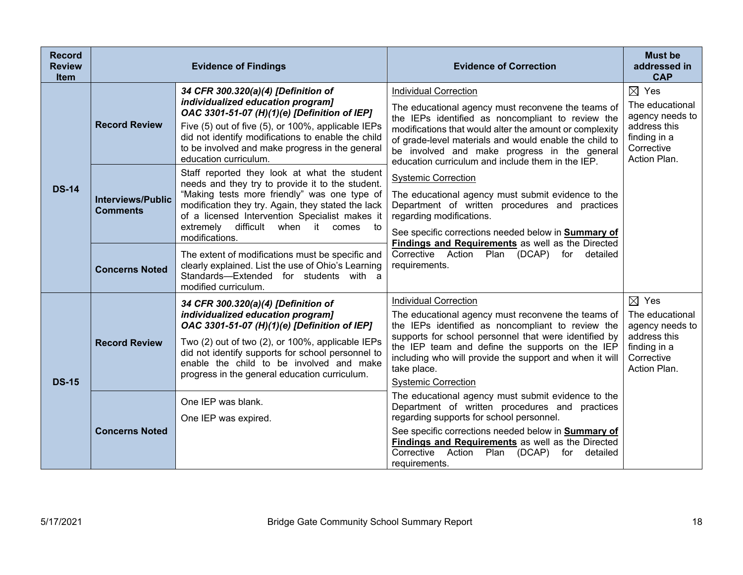| Record Review Item | | Evidence of Findings | Evidence of Correction | Must be addressed in CAP |
|---|---|---|---|---|
| **DS-14** | **Record Review** | ***34 CFR 300.320(a)(4) [Definition of individualized education program]*** ***OAC 3301-51-07 (H)(1)(e) [Definition of IEP]*** Five (5) out of five (5), or 100%, applicable IEPs did not identify modifications to enable the child to be involved and make progress in the general education curriculum. | Individual Correction<br><br>The educational agency must reconvene the teams of the IEPs identified as noncompliant to review the modifications that would alter the amount or complexity of grade-level materials and would enable the child to be involved and make progress in the general education curriculum and include them in the IEP.<br><br>Systemic Correction<br><br>The educational agency must submit evidence to the Department of written procedures and practices regarding modifications.<br><br>See specific corrections needed below in **Summary of Findings and Requirements** as well as the Directed Corrective Action Plan (DCAP) for detailed requirements. | ☒ Yes<br><br>The educational agency needs to address this finding in a Corrective Action Plan. |
| | **Interviews/Public Comments** | Staff reported they look at what the student needs and they try to provide it to the student. "Making tests more friendly" was one type of modification they try. Again, they stated the lack of a licensed Intervention Specialist makes it extremely difficult when it comes to modifications. | | |
| | **Concerns Noted** | The extent of modifications must be specific and clearly explained. List the use of Ohio's Learning Standards—Extended for students with a modified curriculum. | | |
| **DS-15** | **Record Review** | ***34 CFR 300.320(a)(4) [Definition of individualized education program]*** ***OAC 3301-51-07 (H)(1)(e) [Definition of IEP]*** Two (2) out of two (2), or 100%, applicable IEPs did not identify supports for school personnel to enable the child to be involved and make progress in the general education curriculum. | Individual Correction<br><br>The educational agency must reconvene the teams of the IEPs identified as noncompliant to review the supports for school personnel that were identified by the IEP team and define the supports on the IEP including who will provide the support and when it will take place.<br><br>Systemic Correction<br><br>The educational agency must submit evidence to the Department of written procedures and practices regarding supports for school personnel.<br><br>See specific corrections needed below in **Summary of Findings and Requirements** as well as the Directed Corrective Action Plan (DCAP) for detailed requirements. | ☒ Yes<br><br>The educational agency needs to address this finding in a Corrective Action Plan. |
| | **Concerns Noted** | One IEP was blank.<br><br>One IEP was expired. | | |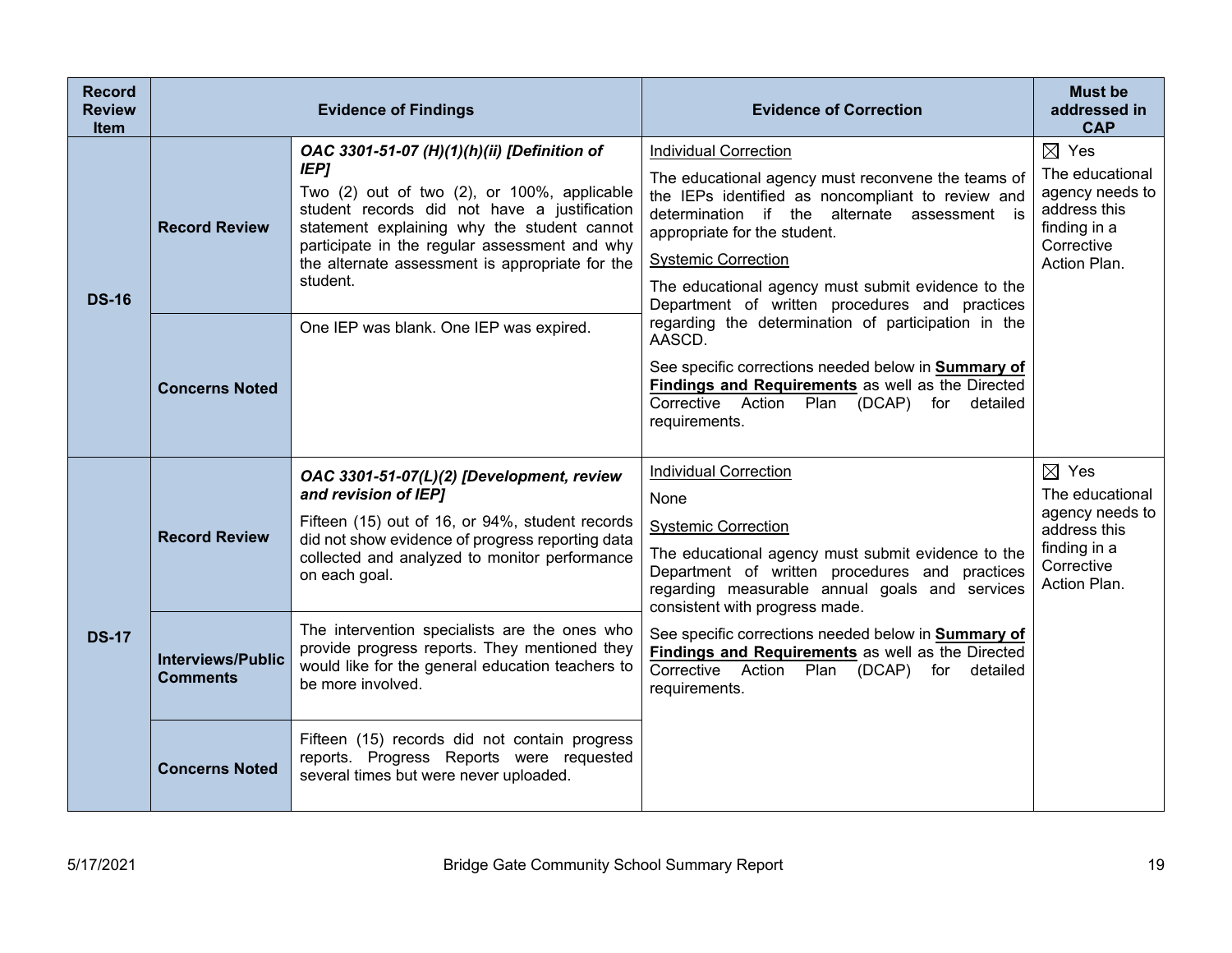| Record Review Item | Evidence of Findings | | Evidence of Correction | Must be addressed in CAP |
|---|---|---|---|---|
| **DS-16** | **Record Review** | ***OAC 3301-51-07 (H)(1)(h)(ii) [Definition of IEP]*** Two (2) out of two (2), or 100%, applicable student records did not have a justification statement explaining why the student cannot participate in the regular assessment and why the alternate assessment is appropriate for the student. | Individual Correction<br>The educational agency must reconvene the teams of the IEPs identified as noncompliant to review and determination if the alternate assessment is appropriate for the student.<br>Systemic Correction<br>The educational agency must submit evidence to the Department of written procedures and practices regarding the determination of participation in the AASCD.<br>See specific corrections needed below in **Summary of Findings and Requirements** as well as the Directed Corrective Action Plan (DCAP) for detailed requirements. | ☒ Yes<br>The educational agency needs to address this finding in a Corrective Action Plan. |
| | **Concerns Noted** | One IEP was blank. One IEP was expired. | | |
| **DS-17** | **Record Review** | ***OAC 3301-51-07(L)(2) [Development, review and revision of IEP]*** Fifteen (15) out of 16, or 94%, student records did not show evidence of progress reporting data collected and analyzed to monitor performance on each goal. | Individual Correction<br>None<br>Systemic Correction<br>The educational agency must submit evidence to the Department of written procedures and practices regarding measurable annual goals and services consistent with progress made.<br>See specific corrections needed below in **Summary of Findings and Requirements** as well as the Directed Corrective Action Plan (DCAP) for detailed requirements. | ☒ Yes<br>The educational agency needs to address this finding in a Corrective Action Plan. |
| | **Interviews/Public Comments** | The intervention specialists are the ones who provide progress reports. They mentioned they would like for the general education teachers to be more involved. | | |
| | **Concerns Noted** | Fifteen (15) records did not contain progress reports. Progress Reports were requested several times but were never uploaded. | | |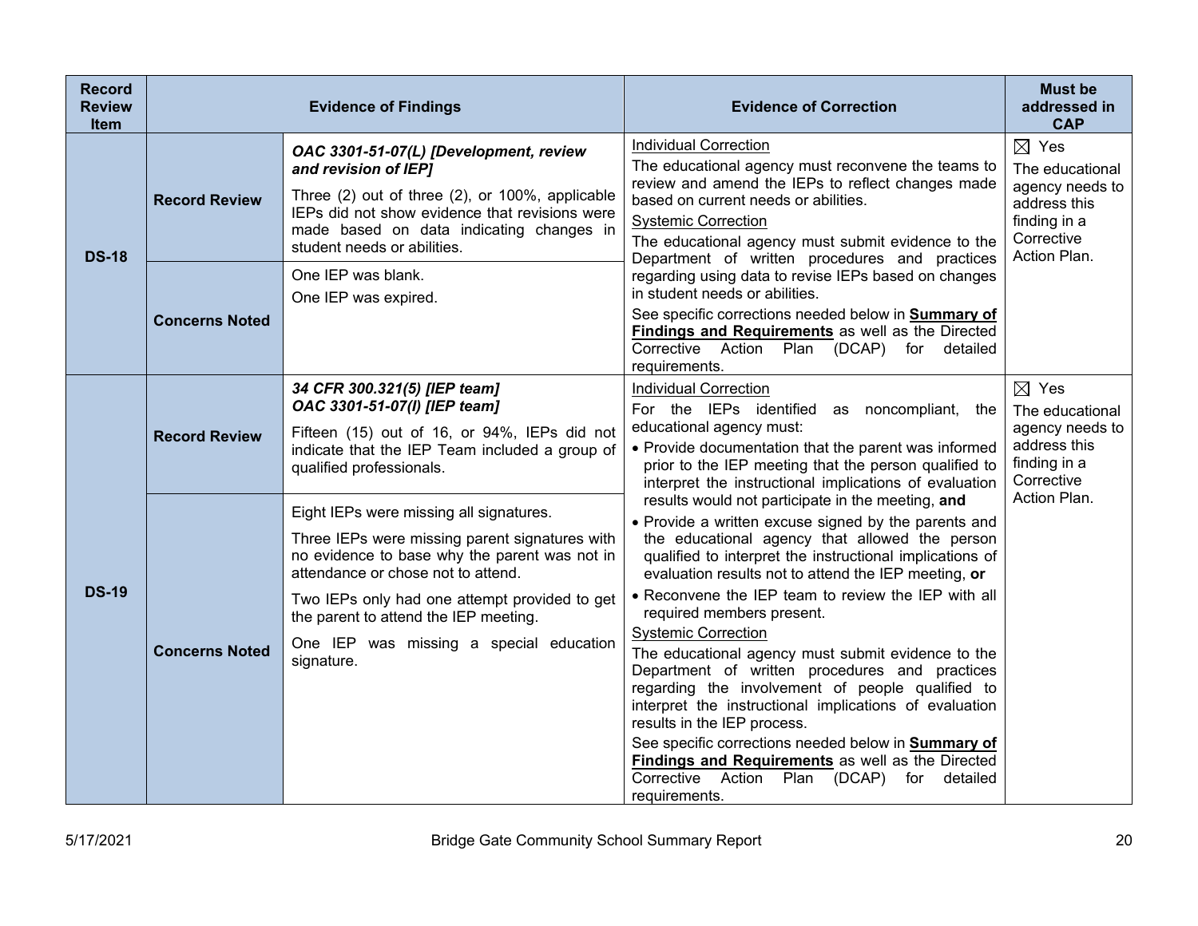| Record Review Item | Evidence of Findings | | Evidence of Correction | Must be addressed in CAP |
|---|---|---|---|---|
| DS-18 | Record Review | ***OAC 3301-51-07(L) [Development, review and revision of IEP]*** <br><br> Three (2) out of three (2), or 100%, applicable IEPs did not show evidence that revisions were made based on data indicating changes in student needs or abilities. | <u>Individual Correction</u><br>The educational agency must reconvene the teams to review and amend the IEPs to reflect changes made based on current needs or abilities.<br><u>Systemic Correction</u><br>The educational agency must submit evidence to the Department of written procedures and practices regarding using data to revise IEPs based on changes in student needs or abilities.<br>See specific corrections needed below in **<u>Summary of Findings and Requirements</u>** as well as the Directed Corrective Action Plan (DCAP) for detailed requirements. | ☒ Yes<br>The educational agency needs to address this finding in a Corrective Action Plan. |
| | Concerns Noted | One IEP was blank.<br>One IEP was expired. | | |
| DS-19 | Record Review | ***34 CFR 300.321(5) [IEP team]***<br>***OAC 3301-51-07(I) [IEP team]*** <br><br> Fifteen (15) out of 16, or 94%, IEPs did not indicate that the IEP Team included a group of qualified professionals. | <u>Individual Correction</u><br>For the IEPs identified as noncompliant, the educational agency must:<br>• Provide documentation that the parent was informed prior to the IEP meeting that the person qualified to interpret the instructional implications of evaluation results would not participate in the meeting, **and**<br>• Provide a written excuse signed by the parents and the educational agency that allowed the person qualified to interpret the instructional implications of evaluation results not to attend the IEP meeting, **or**<br>• Reconvene the IEP team to review the IEP with all required members present.<br><u>Systemic Correction</u><br>The educational agency must submit evidence to the Department of written procedures and practices regarding the involvement of people qualified to interpret the instructional implications of evaluation results in the IEP process.<br>See specific corrections needed below in **<u>Summary of Findings and Requirements</u>** as well as the Directed Corrective Action Plan (DCAP) for detailed requirements. | ☒ Yes<br>The educational agency needs to address this finding in a Corrective Action Plan. |
| | Concerns Noted | Eight IEPs were missing all signatures.<br>Three IEPs were missing parent signatures with no evidence to base why the parent was not in attendance or chose not to attend.<br>Two IEPs only had one attempt provided to get the parent to attend the IEP meeting.<br>One IEP was missing a special education signature. | | |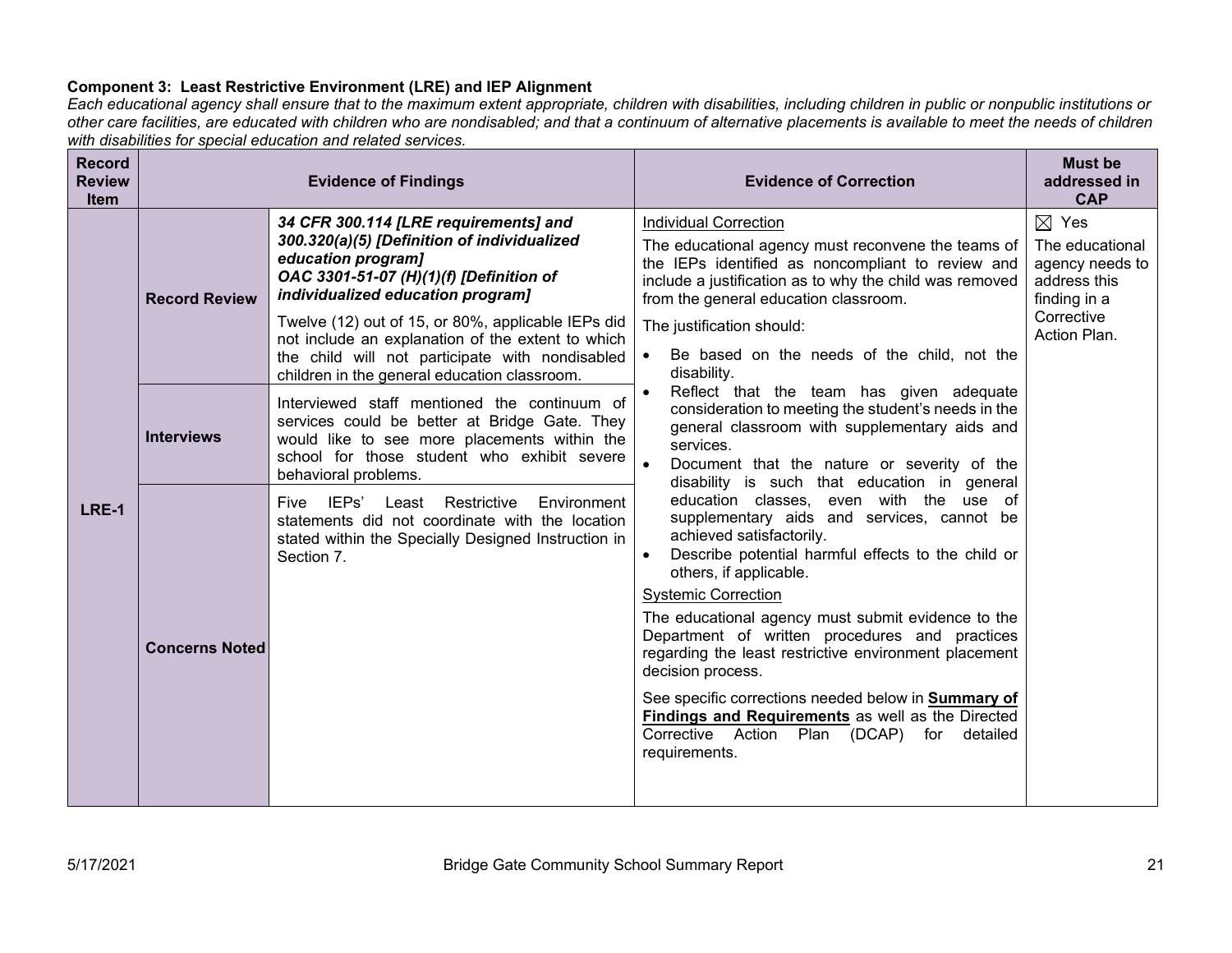**Component 3: Least Restrictive Environment (LRE) and IEP Alignment**

*Each educational agency shall ensure that to the maximum extent appropriate, children with disabilities, including children in public or nonpublic institutions or other care facilities, are educated with children who are nondisabled; and that a continuum of alternative placements is available to meet the needs of children with disabilities for special education and related services.*

| Record Review Item | Evidence of Findings | | Evidence of Correction | Must be addressed in CAP |
|---|---|---|---|---|
| LRE-1 | **Record Review** | ***34 CFR 300.114 [LRE requirements] and 300.320(a)(5) [Definition of individualized education program]*** ***OAC 3301-51-07 (H)(1)(f) [Definition of individualized education program]*** Twelve (12) out of 15, or 80%, applicable IEPs did not include an explanation of the extent to which the child will not participate with nondisabled children in the general education classroom. | Individual Correction<br>The educational agency must reconvene the teams of the IEPs identified as noncompliant to review and include a justification as to why the child was removed from the general education classroom.<br>The justification should:<br>• Be based on the needs of the child, not the disability.<br>• Reflect that the team has given adequate consideration to meeting the student's needs in the general classroom with supplementary aids and services.<br>• Document that the nature or severity of the disability is such that education in general education classes, even with the use of supplementary aids and services, cannot be achieved satisfactorily.<br>• Describe potential harmful effects to the child or others, if applicable.<br>Systemic Correction<br>The educational agency must submit evidence to the Department of written procedures and practices regarding the least restrictive environment placement decision process.<br>See specific corrections needed below in **Summary of Findings and Requirements** as well as the Directed Corrective Action Plan (DCAP) for detailed requirements. | ☒ Yes<br>The educational agency needs to address this finding in a Corrective Action Plan. |
| | **Interviews** | Interviewed staff mentioned the continuum of services could be better at Bridge Gate. They would like to see more placements within the school for those student who exhibit severe behavioral problems. | | |
| | **Concerns Noted** | Five IEPs' Least Restrictive Environment statements did not coordinate with the location stated within the Specially Designed Instruction in Section 7. | | |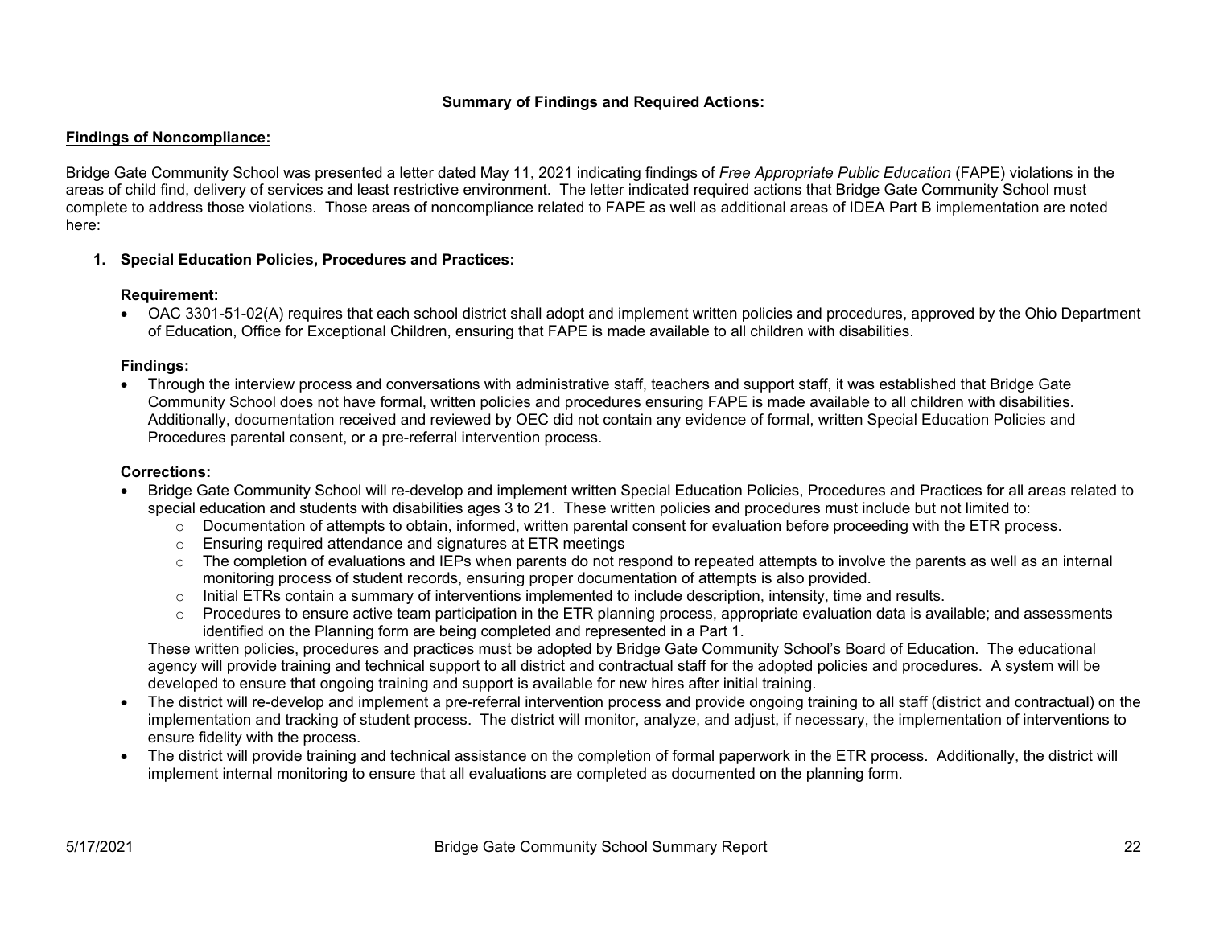## Summary of Findings and Required Actions:

**Findings of Noncompliance:**

Bridge Gate Community School was presented a letter dated May 11, 2021 indicating findings of *Free Appropriate Public Education* (FAPE) violations in the areas of child find, delivery of services and least restrictive environment. The letter indicated required actions that Bridge Gate Community School must complete to address those violations. Those areas of noncompliance related to FAPE as well as additional areas of IDEA Part B implementation are noted here:

### 1. Special Education Policies, Procedures and Practices:

**Requirement:**

- OAC 3301-51-02(A) requires that each school district shall adopt and implement written policies and procedures, approved by the Ohio Department of Education, Office for Exceptional Children, ensuring that FAPE is made available to all children with disabilities.

**Findings:**

- Through the interview process and conversations with administrative staff, teachers and support staff, it was established that Bridge Gate Community School does not have formal, written policies and procedures ensuring FAPE is made available to all children with disabilities. Additionally, documentation received and reviewed by OEC did not contain any evidence of formal, written Special Education Policies and Procedures parental consent, or a pre-referral intervention process.

**Corrections:**

- Bridge Gate Community School will re-develop and implement written Special Education Policies, Procedures and Practices for all areas related to special education and students with disabilities ages 3 to 21. These written policies and procedures must include but not limited to:
  - Documentation of attempts to obtain, informed, written parental consent for evaluation before proceeding with the ETR process.
  - Ensuring required attendance and signatures at ETR meetings
  - The completion of evaluations and IEPs when parents do not respond to repeated attempts to involve the parents as well as an internal monitoring process of student records, ensuring proper documentation of attempts is also provided.
  - Initial ETRs contain a summary of interventions implemented to include description, intensity, time and results.
  - Procedures to ensure active team participation in the ETR planning process, appropriate evaluation data is available; and assessments identified on the Planning form are being completed and represented in a Part 1.

  These written policies, procedures and practices must be adopted by Bridge Gate Community School's Board of Education. The educational agency will provide training and technical support to all district and contractual staff for the adopted policies and procedures. A system will be developed to ensure that ongoing training and support is available for new hires after initial training.
- The district will re-develop and implement a pre-referral intervention process and provide ongoing training to all staff (district and contractual) on the implementation and tracking of student process. The district will monitor, analyze, and adjust, if necessary, the implementation of interventions to ensure fidelity with the process.
- The district will provide training and technical assistance on the completion of formal paperwork in the ETR process. Additionally, the district will implement internal monitoring to ensure that all evaluations are completed as documented on the planning form.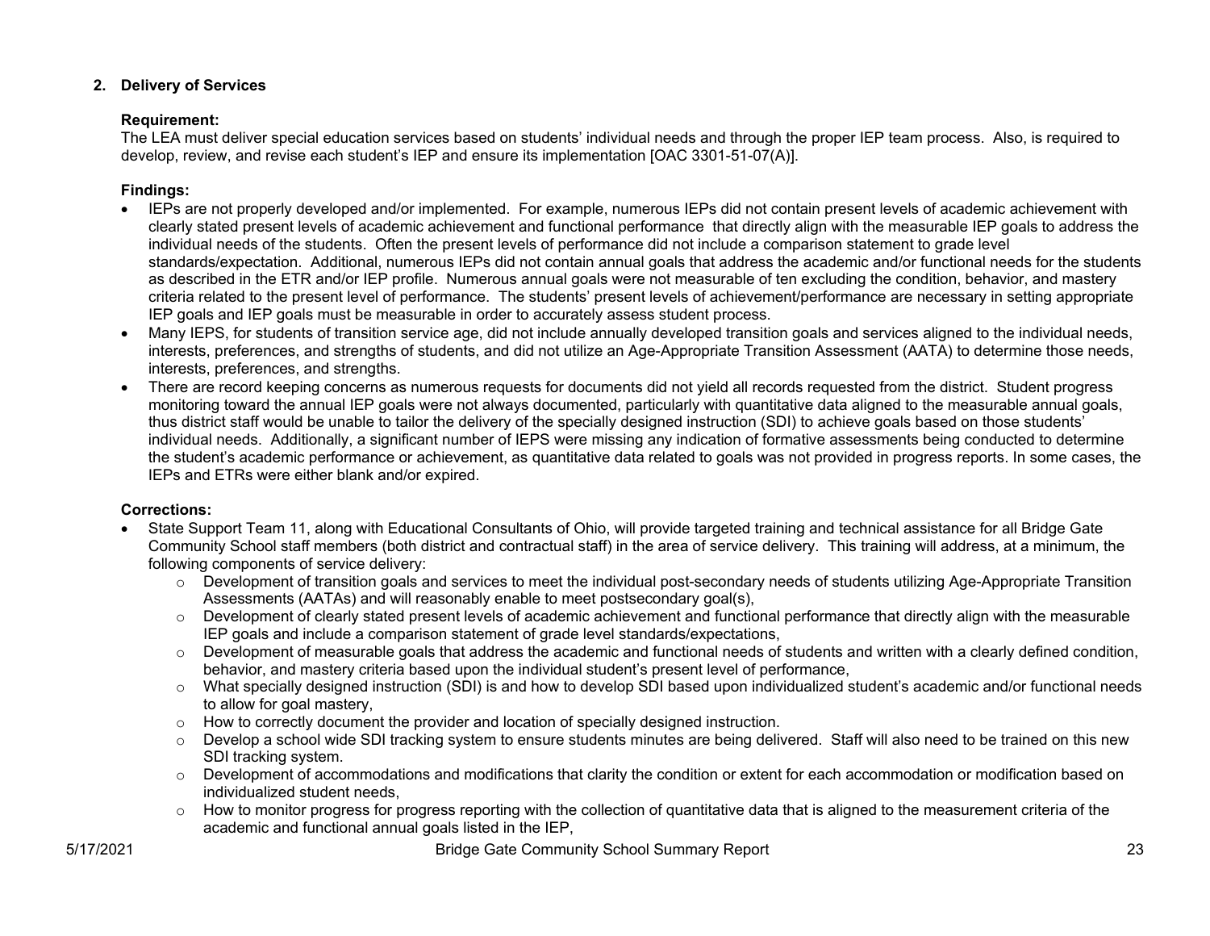2. **Delivery of Services**

**Requirement:**

The LEA must deliver special education services based on students' individual needs and through the proper IEP team process. Also, is required to develop, review, and revise each student's IEP and ensure its implementation [OAC 3301-51-07(A)].

**Findings:**

- IEPs are not properly developed and/or implemented. For example, numerous IEPs did not contain present levels of academic achievement with clearly stated present levels of academic achievement and functional performance that directly align with the measurable IEP goals to address the individual needs of the students. Often the present levels of performance did not include a comparison statement to grade level standards/expectation. Additional, numerous IEPs did not contain annual goals that address the academic and/or functional needs for the students as described in the ETR and/or IEP profile. Numerous annual goals were not measurable of ten excluding the condition, behavior, and mastery criteria related to the present level of performance. The students' present levels of achievement/performance are necessary in setting appropriate IEP goals and IEP goals must be measurable in order to accurately assess student process.
- Many IEPS, for students of transition service age, did not include annually developed transition goals and services aligned to the individual needs, interests, preferences, and strengths of students, and did not utilize an Age-Appropriate Transition Assessment (AATA) to determine those needs, interests, preferences, and strengths.
- There are record keeping concerns as numerous requests for documents did not yield all records requested from the district. Student progress monitoring toward the annual IEP goals were not always documented, particularly with quantitative data aligned to the measurable annual goals, thus district staff would be unable to tailor the delivery of the specially designed instruction (SDI) to achieve goals based on those students' individual needs. Additionally, a significant number of IEPS were missing any indication of formative assessments being conducted to determine the student's academic performance or achievement, as quantitative data related to goals was not provided in progress reports. In some cases, the IEPs and ETRs were either blank and/or expired.

**Corrections:**

- State Support Team 11, along with Educational Consultants of Ohio, will provide targeted training and technical assistance for all Bridge Gate Community School staff members (both district and contractual staff) in the area of service delivery. This training will address, at a minimum, the following components of service delivery:
  - Development of transition goals and services to meet the individual post-secondary needs of students utilizing Age-Appropriate Transition Assessments (AATAs) and will reasonably enable to meet postsecondary goal(s),
  - Development of clearly stated present levels of academic achievement and functional performance that directly align with the measurable IEP goals and include a comparison statement of grade level standards/expectations,
  - Development of measurable goals that address the academic and functional needs of students and written with a clearly defined condition, behavior, and mastery criteria based upon the individual student's present level of performance,
  - What specially designed instruction (SDI) is and how to develop SDI based upon individualized student's academic and/or functional needs to allow for goal mastery,
  - How to correctly document the provider and location of specially designed instruction.
  - Develop a school wide SDI tracking system to ensure students minutes are being delivered. Staff will also need to be trained on this new SDI tracking system.
  - Development of accommodations and modifications that clarity the condition or extent for each accommodation or modification based on individualized student needs,
  - How to monitor progress for progress reporting with the collection of quantitative data that is aligned to the measurement criteria of the academic and functional annual goals listed in the IEP,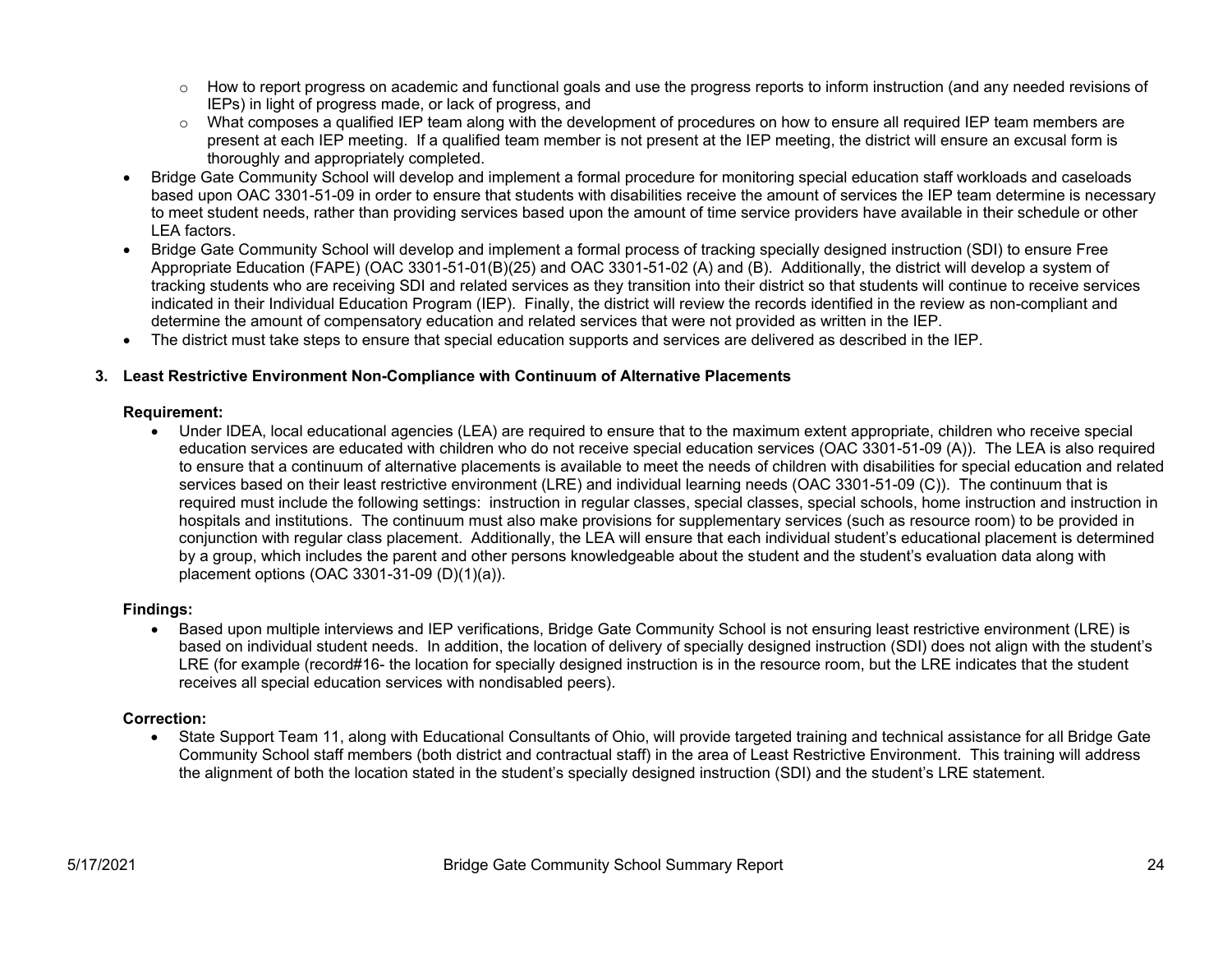- How to report progress on academic and functional goals and use the progress reports to inform instruction (and any needed revisions of IEPs) in light of progress made, or lack of progress, and
    - What composes a qualified IEP team along with the development of procedures on how to ensure all required IEP team members are present at each IEP meeting. If a qualified team member is not present at the IEP meeting, the district will ensure an excusal form is thoroughly and appropriately completed.
- Bridge Gate Community School will develop and implement a formal procedure for monitoring special education staff workloads and caseloads based upon OAC 3301-51-09 in order to ensure that students with disabilities receive the amount of services the IEP team determine is necessary to meet student needs, rather than providing services based upon the amount of time service providers have available in their schedule or other LEA factors.
- Bridge Gate Community School will develop and implement a formal process of tracking specially designed instruction (SDI) to ensure Free Appropriate Education (FAPE) (OAC 3301-51-01(B)(25) and OAC 3301-51-02 (A) and (B). Additionally, the district will develop a system of tracking students who are receiving SDI and related services as they transition into their district so that students will continue to receive services indicated in their Individual Education Program (IEP). Finally, the district will review the records identified in the review as non-compliant and determine the amount of compensatory education and related services that were not provided as written in the IEP.
- The district must take steps to ensure that special education supports and services are delivered as described in the IEP.

**3. Least Restrictive Environment Non-Compliance with Continuum of Alternative Placements**

**Requirement:**

- Under IDEA, local educational agencies (LEA) are required to ensure that to the maximum extent appropriate, children who receive special education services are educated with children who do not receive special education services (OAC 3301-51-09 (A)). The LEA is also required to ensure that a continuum of alternative placements is available to meet the needs of children with disabilities for special education and related services based on their least restrictive environment (LRE) and individual learning needs (OAC 3301-51-09 (C)). The continuum that is required must include the following settings: instruction in regular classes, special classes, special schools, home instruction and instruction in hospitals and institutions. The continuum must also make provisions for supplementary services (such as resource room) to be provided in conjunction with regular class placement. Additionally, the LEA will ensure that each individual student's educational placement is determined by a group, which includes the parent and other persons knowledgeable about the student and the student's evaluation data along with placement options (OAC 3301-31-09 (D)(1)(a)).

**Findings:**

- Based upon multiple interviews and IEP verifications, Bridge Gate Community School is not ensuring least restrictive environment (LRE) is based on individual student needs. In addition, the location of delivery of specially designed instruction (SDI) does not align with the student's LRE (for example (record#16- the location for specially designed instruction is in the resource room, but the LRE indicates that the student receives all special education services with nondisabled peers).

**Correction:**

- State Support Team 11, along with Educational Consultants of Ohio, will provide targeted training and technical assistance for all Bridge Gate Community School staff members (both district and contractual staff) in the area of Least Restrictive Environment. This training will address the alignment of both the location stated in the student's specially designed instruction (SDI) and the student's LRE statement.